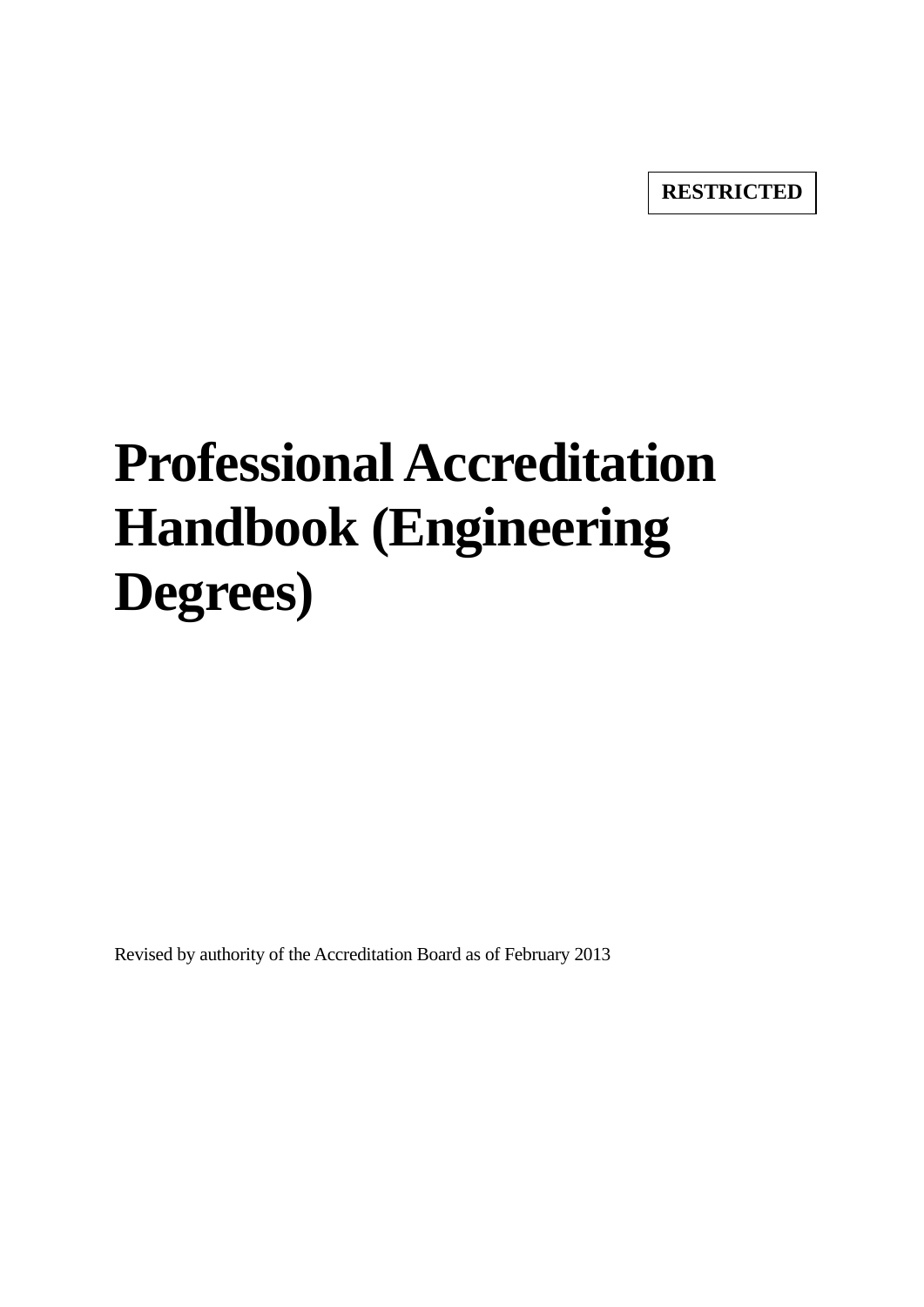**RESTRICTED**

# Professional Accreditation Handbook (Engineering Degrees)

Revised by authority of the Accreditation Board as of February 2013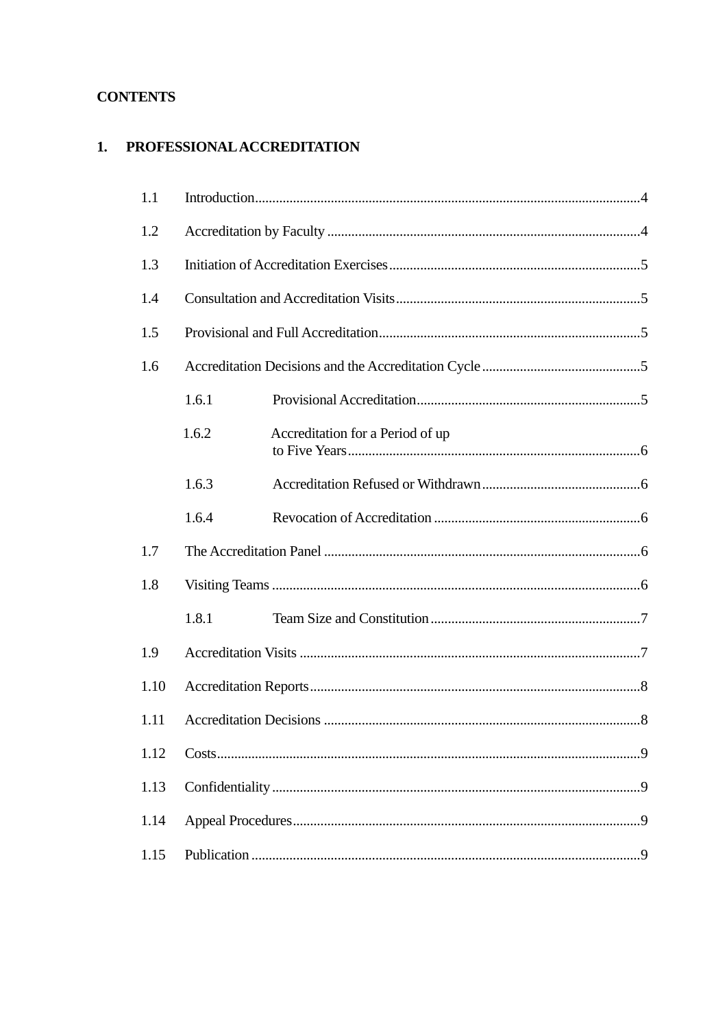**CONTENTS**

**1. PROFESSIONAL ACCREDITATION**

- 1.1 Introduction....4
- 1.2 Accreditation by Faculty....4
- 1.3 Initiation of Accreditation Exercises....5
- 1.4 Consultation and Accreditation Visits....5
- 1.5 Provisional and Full Accreditation....5
- 1.6 Accreditation Decisions and the Accreditation Cycle....5
  - 1.6.1 Provisional Accreditation....5
  - 1.6.2 Accreditation for a Period of up to Five Years....6
  - 1.6.3 Accreditation Refused or Withdrawn....6
  - 1.6.4 Revocation of Accreditation....6
- 1.7 The Accreditation Panel....6
- 1.8 Visiting Teams....6
  - 1.8.1 Team Size and Constitution....7
- 1.9 Accreditation Visits....7
- 1.10 Accreditation Reports....8
- 1.11 Accreditation Decisions....8
- 1.12 Costs....9
- 1.13 Confidentiality....9
- 1.14 Appeal Procedures....9
- 1.15 Publication....9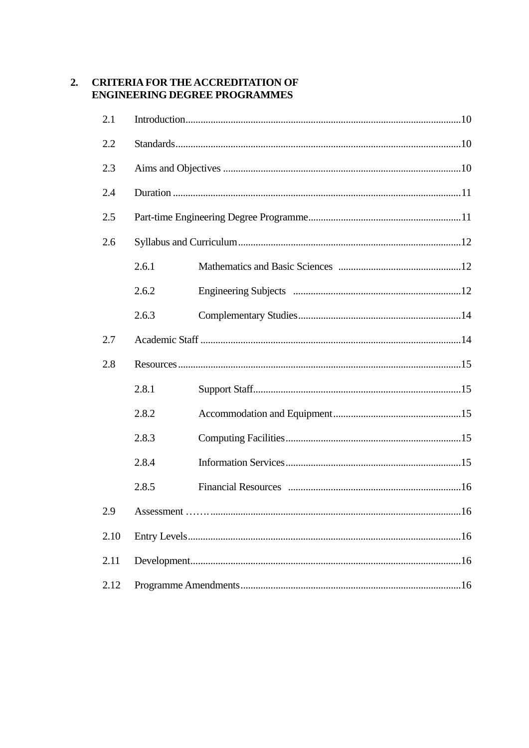## 2. CRITERIA FOR THE ACCREDITATION OF ENGINEERING DEGREE PROGRAMMES

2.1 Introduction....................................................................................10

2.2 Standards........................................................................................10

2.3 Aims and Objectives .......................................................................10

2.4 Duration ..........................................................................................11

2.5 Part-time Engineering Degree Programme.....................................11

2.6 Syllabus and Curriculum.................................................................12

- 2.6.1 Mathematics and Basic Sciences .........................................12
- 2.6.2 Engineering Subjects ............................................................12
- 2.6.3 Complementary Studies.........................................................14

2.7 Academic Staff ................................................................................14

2.8 Resources........................................................................................15

- 2.8.1 Support Staff..........................................................................15
- 2.8.2 Accommodation and Equipment............................................15
- 2.8.3 Computing Facilities..............................................................15
- 2.8.4 Information Services..............................................................15
- 2.8.5 Financial Resources .............................................................16

2.9 Assessment ………..........................................................................16

2.10 Entry Levels....................................................................................16

2.11 Development...................................................................................16

2.12 Programme Amendments...............................................................16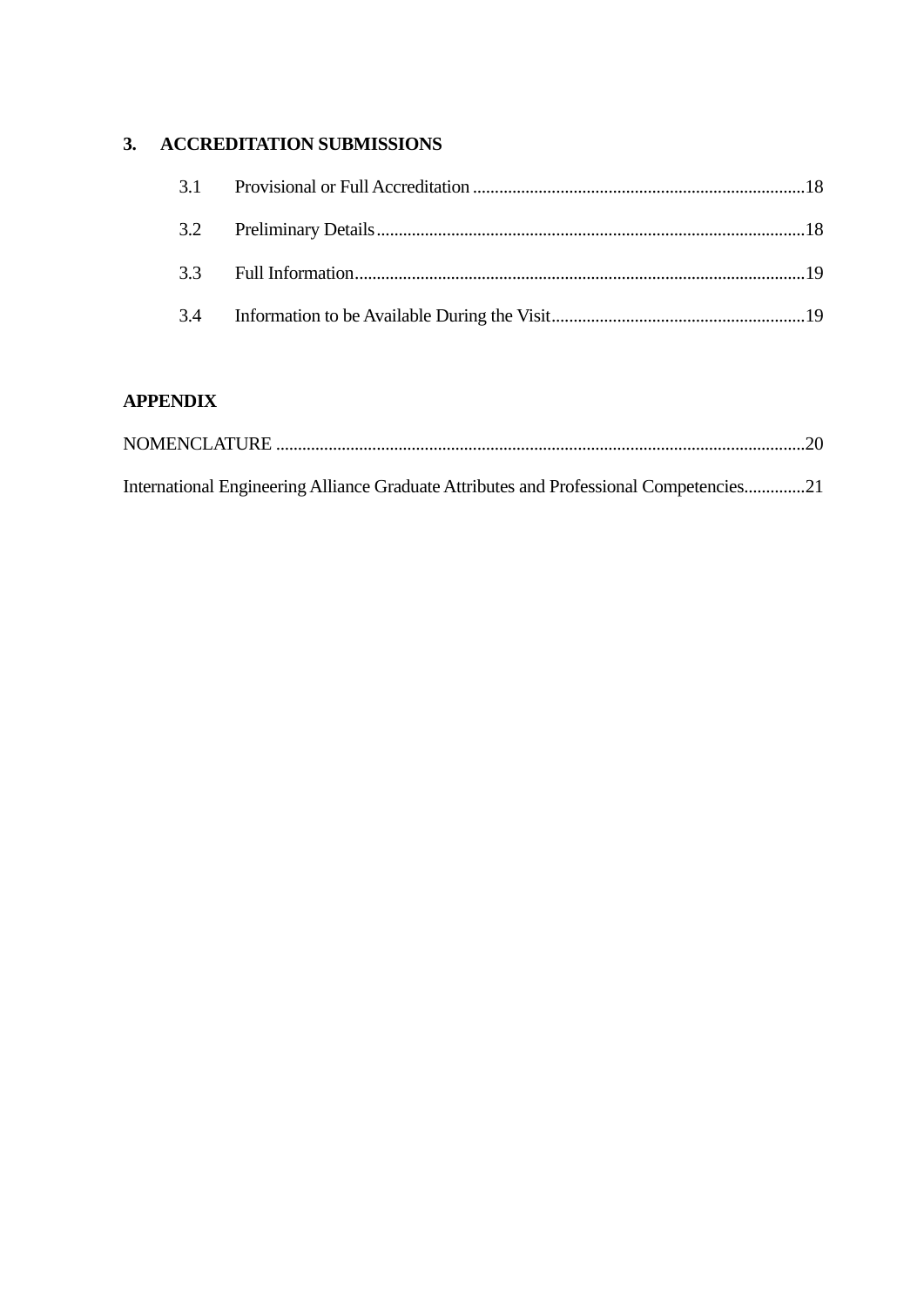**3. ACCREDITATION SUBMISSIONS**

3.1 Provisional or Full Accreditation ........................................................................18

3.2 Preliminary Details ..................................................................................................18

3.3 Full Information.........................................................................................................19

3.4 Information to be Available During the Visit...........................................................19

**APPENDIX**

NOMENCLATURE .........................................................................................................................20

International Engineering Alliance Graduate Attributes and Professional Competencies..............21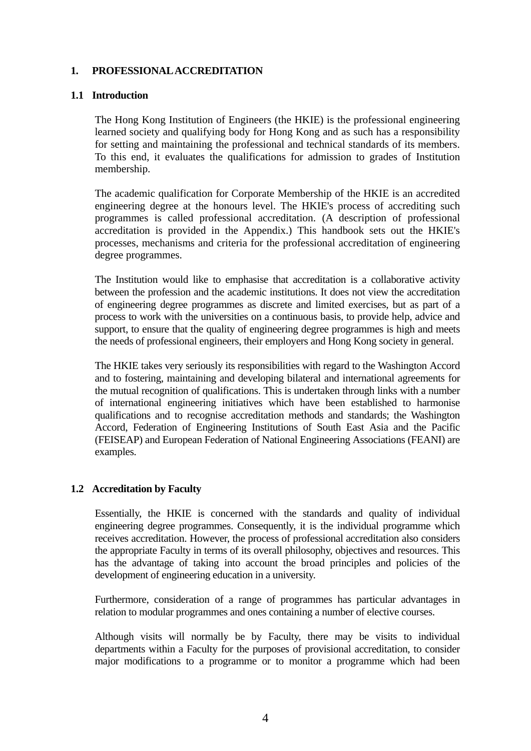# 1. PROFESSIONAL ACCREDITATION

## 1.1 Introduction

The Hong Kong Institution of Engineers (the HKIE) is the professional engineering learned society and qualifying body for Hong Kong and as such has a responsibility for setting and maintaining the professional and technical standards of its members. To this end, it evaluates the qualifications for admission to grades of Institution membership.

The academic qualification for Corporate Membership of the HKIE is an accredited engineering degree at the honours level. The HKIE's process of accrediting such programmes is called professional accreditation. (A description of professional accreditation is provided in the Appendix.) This handbook sets out the HKIE's processes, mechanisms and criteria for the professional accreditation of engineering degree programmes.

The Institution would like to emphasise that accreditation is a collaborative activity between the profession and the academic institutions. It does not view the accreditation of engineering degree programmes as discrete and limited exercises, but as part of a process to work with the universities on a continuous basis, to provide help, advice and support, to ensure that the quality of engineering degree programmes is high and meets the needs of professional engineers, their employers and Hong Kong society in general.

The HKIE takes very seriously its responsibilities with regard to the Washington Accord and to fostering, maintaining and developing bilateral and international agreements for the mutual recognition of qualifications. This is undertaken through links with a number of international engineering initiatives which have been established to harmonise qualifications and to recognise accreditation methods and standards; the Washington Accord, Federation of Engineering Institutions of South East Asia and the Pacific (FEISEAP) and European Federation of National Engineering Associations (FEANI) are examples.

## 1.2 Accreditation by Faculty

Essentially, the HKIE is concerned with the standards and quality of individual engineering degree programmes. Consequently, it is the individual programme which receives accreditation. However, the process of professional accreditation also considers the appropriate Faculty in terms of its overall philosophy, objectives and resources. This has the advantage of taking into account the broad principles and policies of the development of engineering education in a university.

Furthermore, consideration of a range of programmes has particular advantages in relation to modular programmes and ones containing a number of elective courses.

Although visits will normally be by Faculty, there may be visits to individual departments within a Faculty for the purposes of provisional accreditation, to consider major modifications to a programme or to monitor a programme which had been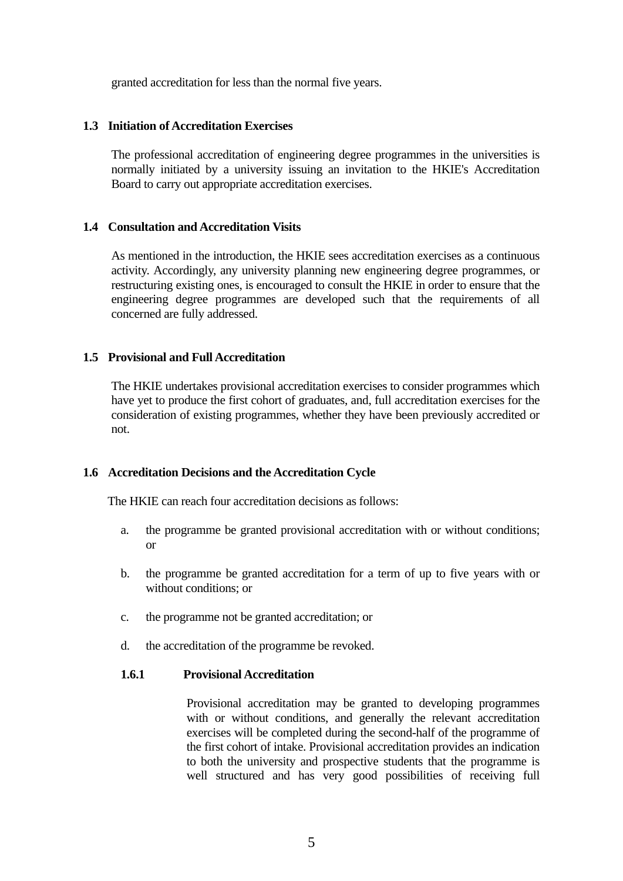granted accreditation for less than the normal five years.

## 1.3 Initiation of Accreditation Exercises

The professional accreditation of engineering degree programmes in the universities is normally initiated by a university issuing an invitation to the HKIE's Accreditation Board to carry out appropriate accreditation exercises.

## 1.4 Consultation and Accreditation Visits

As mentioned in the introduction, the HKIE sees accreditation exercises as a continuous activity. Accordingly, any university planning new engineering degree programmes, or restructuring existing ones, is encouraged to consult the HKIE in order to ensure that the engineering degree programmes are developed such that the requirements of all concerned are fully addressed.

## 1.5 Provisional and Full Accreditation

The HKIE undertakes provisional accreditation exercises to consider programmes which have yet to produce the first cohort of graduates, and, full accreditation exercises for the consideration of existing programmes, whether they have been previously accredited or not.

## 1.6 Accreditation Decisions and the Accreditation Cycle

The HKIE can reach four accreditation decisions as follows:

a. the programme be granted provisional accreditation with or without conditions; or

b. the programme be granted accreditation for a term of up to five years with or without conditions; or

c. the programme not be granted accreditation; or

d. the accreditation of the programme be revoked.

### 1.6.1 Provisional Accreditation

Provisional accreditation may be granted to developing programmes with or without conditions, and generally the relevant accreditation exercises will be completed during the second-half of the programme of the first cohort of intake. Provisional accreditation provides an indication to both the university and prospective students that the programme is well structured and has very good possibilities of receiving full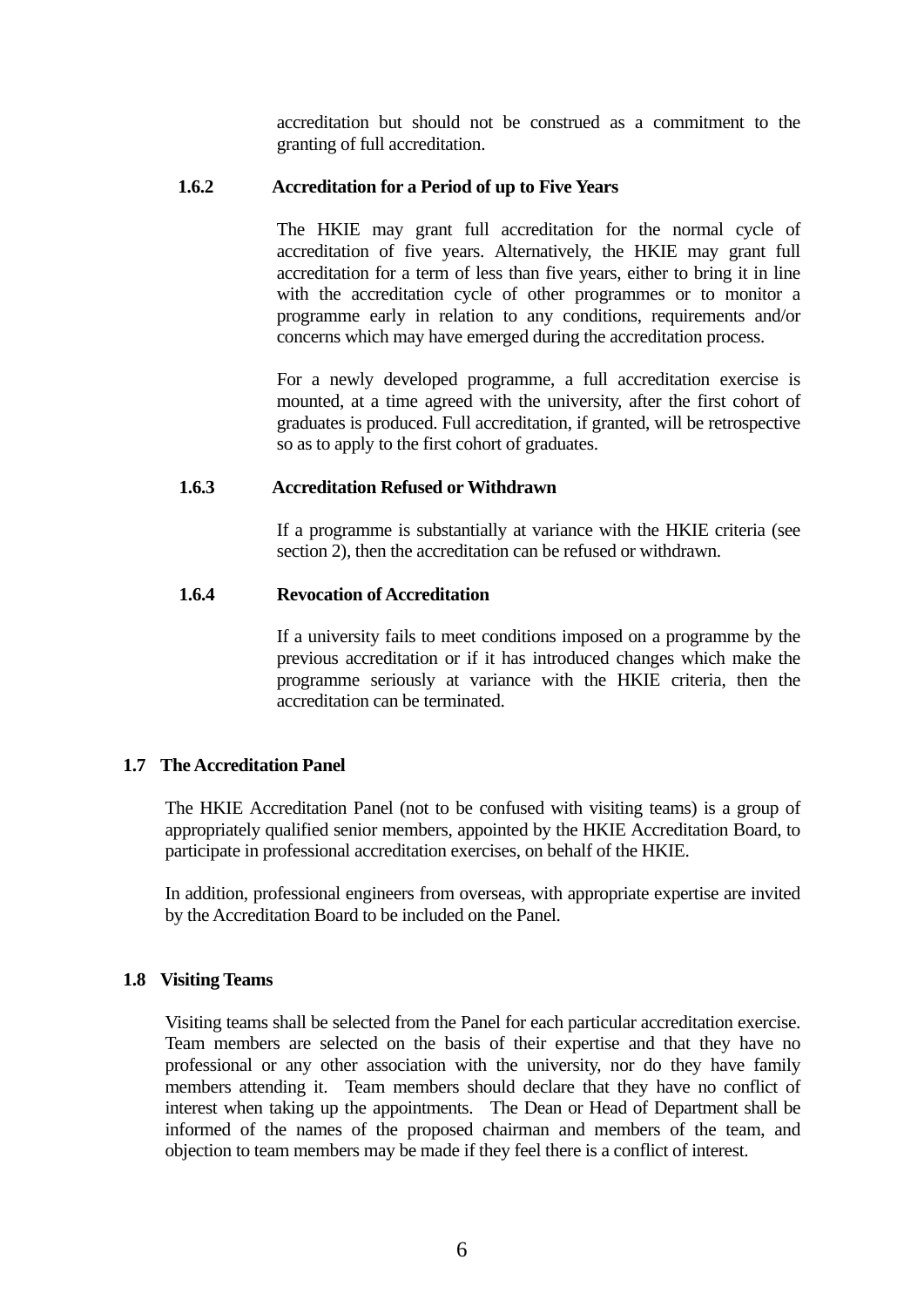accreditation but should not be construed as a commitment to the granting of full accreditation.

#### 1.6.2 Accreditation for a Period of up to Five Years

The HKIE may grant full accreditation for the normal cycle of accreditation of five years. Alternatively, the HKIE may grant full accreditation for a term of less than five years, either to bring it in line with the accreditation cycle of other programmes or to monitor a programme early in relation to any conditions, requirements and/or concerns which may have emerged during the accreditation process.

For a newly developed programme, a full accreditation exercise is mounted, at a time agreed with the university, after the first cohort of graduates is produced. Full accreditation, if granted, will be retrospective so as to apply to the first cohort of graduates.

#### 1.6.3 Accreditation Refused or Withdrawn

If a programme is substantially at variance with the HKIE criteria (see section 2), then the accreditation can be refused or withdrawn.

#### 1.6.4 Revocation of Accreditation

If a university fails to meet conditions imposed on a programme by the previous accreditation or if it has introduced changes which make the programme seriously at variance with the HKIE criteria, then the accreditation can be terminated.

### 1.7 The Accreditation Panel

The HKIE Accreditation Panel (not to be confused with visiting teams) is a group of appropriately qualified senior members, appointed by the HKIE Accreditation Board, to participate in professional accreditation exercises, on behalf of the HKIE.

In addition, professional engineers from overseas, with appropriate expertise are invited by the Accreditation Board to be included on the Panel.

### 1.8 Visiting Teams

Visiting teams shall be selected from the Panel for each particular accreditation exercise. Team members are selected on the basis of their expertise and that they have no professional or any other association with the university, nor do they have family members attending it. Team members should declare that they have no conflict of interest when taking up the appointments. The Dean or Head of Department shall be informed of the names of the proposed chairman and members of the team, and objection to team members may be made if they feel there is a conflict of interest.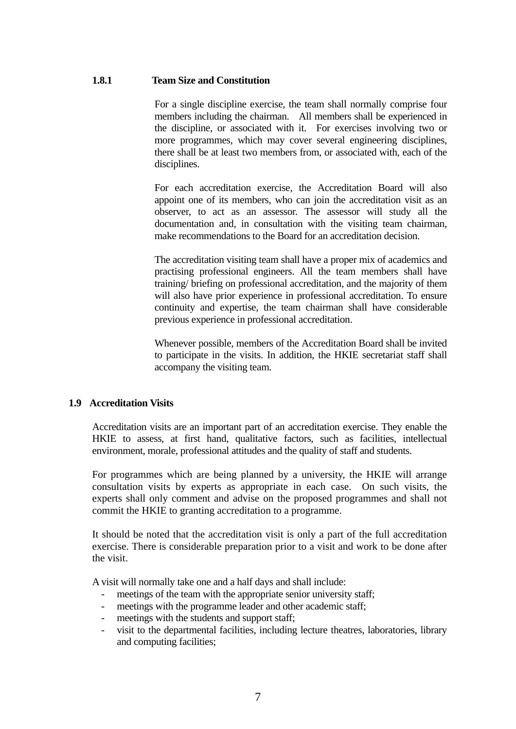### 1.8.1 Team Size and Constitution

For a single discipline exercise, the team shall normally comprise four members including the chairman. All members shall be experienced in the discipline, or associated with it. For exercises involving two or more programmes, which may cover several engineering disciplines, there shall be at least two members from, or associated with, each of the disciplines.

For each accreditation exercise, the Accreditation Board will also appoint one of its members, who can join the accreditation visit as an observer, to act as an assessor. The assessor will study all the documentation and, in consultation with the visiting team chairman, make recommendations to the Board for an accreditation decision.

The accreditation visiting team shall have a proper mix of academics and practising professional engineers. All the team members shall have training/ briefing on professional accreditation, and the majority of them will also have prior experience in professional accreditation. To ensure continuity and expertise, the team chairman shall have considerable previous experience in professional accreditation.

Whenever possible, members of the Accreditation Board shall be invited to participate in the visits. In addition, the HKIE secretariat staff shall accompany the visiting team.

## 1.9 Accreditation Visits

Accreditation visits are an important part of an accreditation exercise. They enable the HKIE to assess, at first hand, qualitative factors, such as facilities, intellectual environment, morale, professional attitudes and the quality of staff and students.

For programmes which are being planned by a university, the HKIE will arrange consultation visits by experts as appropriate in each case. On such visits, the experts shall only comment and advise on the proposed programmes and shall not commit the HKIE to granting accreditation to a programme.

It should be noted that the accreditation visit is only a part of the full accreditation exercise. There is considerable preparation prior to a visit and work to be done after the visit.

A visit will normally take one and a half days and shall include:

- meetings of the team with the appropriate senior university staff;
- meetings with the programme leader and other academic staff;
- meetings with the students and support staff;
- visit to the departmental facilities, including lecture theatres, laboratories, library and computing facilities;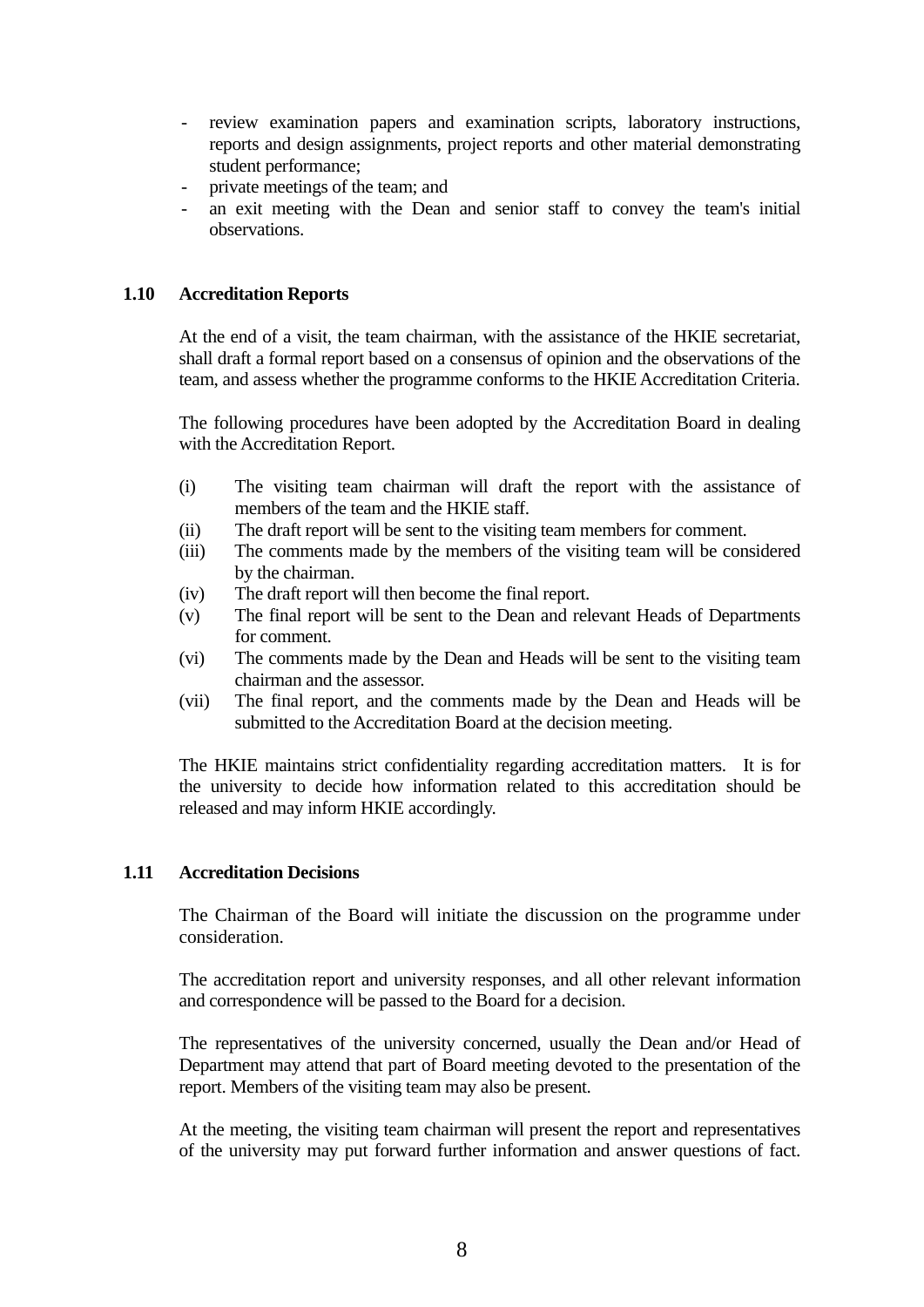- review examination papers and examination scripts, laboratory instructions, reports and design assignments, project reports and other material demonstrating student performance;
- private meetings of the team; and
- an exit meeting with the Dean and senior staff to convey the team's initial observations.

### 1.10 Accreditation Reports

At the end of a visit, the team chairman, with the assistance of the HKIE secretariat, shall draft a formal report based on a consensus of opinion and the observations of the team, and assess whether the programme conforms to the HKIE Accreditation Criteria.

The following procedures have been adopted by the Accreditation Board in dealing with the Accreditation Report.

(i) The visiting team chairman will draft the report with the assistance of members of the team and the HKIE staff.
(ii) The draft report will be sent to the visiting team members for comment.
(iii) The comments made by the members of the visiting team will be considered by the chairman.
(iv) The draft report will then become the final report.
(v) The final report will be sent to the Dean and relevant Heads of Departments for comment.
(vi) The comments made by the Dean and Heads will be sent to the visiting team chairman and the assessor.
(vii) The final report, and the comments made by the Dean and Heads will be submitted to the Accreditation Board at the decision meeting.

The HKIE maintains strict confidentiality regarding accreditation matters. It is for the university to decide how information related to this accreditation should be released and may inform HKIE accordingly.

### 1.11 Accreditation Decisions

The Chairman of the Board will initiate the discussion on the programme under consideration.

The accreditation report and university responses, and all other relevant information and correspondence will be passed to the Board for a decision.

The representatives of the university concerned, usually the Dean and/or Head of Department may attend that part of Board meeting devoted to the presentation of the report. Members of the visiting team may also be present.

At the meeting, the visiting team chairman will present the report and representatives of the university may put forward further information and answer questions of fact.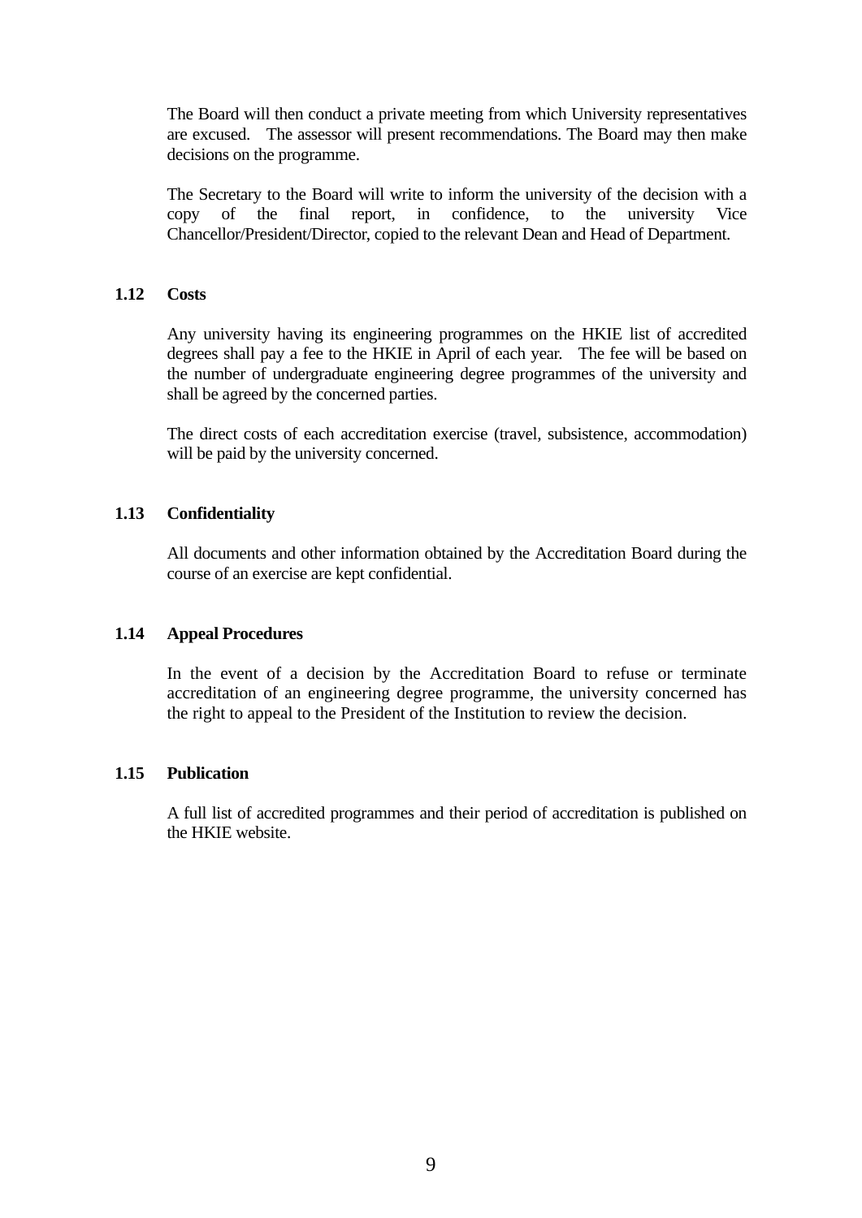The Board will then conduct a private meeting from which University representatives are excused. The assessor will present recommendations. The Board may then make decisions on the programme.

The Secretary to the Board will write to inform the university of the decision with a copy of the final report, in confidence, to the university Vice Chancellor/President/Director, copied to the relevant Dean and Head of Department.

### 1.12 Costs

Any university having its engineering programmes on the HKIE list of accredited degrees shall pay a fee to the HKIE in April of each year. The fee will be based on the number of undergraduate engineering degree programmes of the university and shall be agreed by the concerned parties.

The direct costs of each accreditation exercise (travel, subsistence, accommodation) will be paid by the university concerned.

### 1.13 Confidentiality

All documents and other information obtained by the Accreditation Board during the course of an exercise are kept confidential.

### 1.14 Appeal Procedures

In the event of a decision by the Accreditation Board to refuse or terminate accreditation of an engineering degree programme, the university concerned has the right to appeal to the President of the Institution to review the decision.

### 1.15 Publication

A full list of accredited programmes and their period of accreditation is published on the HKIE website.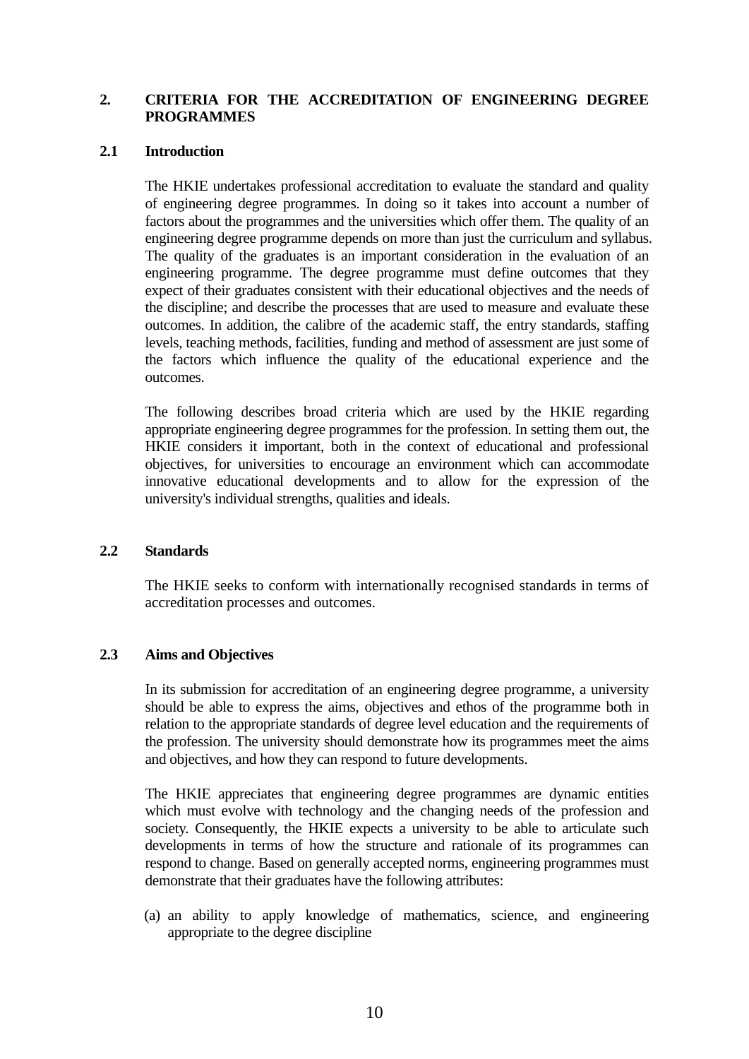## 2. CRITERIA FOR THE ACCREDITATION OF ENGINEERING DEGREE PROGRAMMES

### 2.1 Introduction

The HKIE undertakes professional accreditation to evaluate the standard and quality of engineering degree programmes. In doing so it takes into account a number of factors about the programmes and the universities which offer them. The quality of an engineering degree programme depends on more than just the curriculum and syllabus. The quality of the graduates is an important consideration in the evaluation of an engineering programme. The degree programme must define outcomes that they expect of their graduates consistent with their educational objectives and the needs of the discipline; and describe the processes that are used to measure and evaluate these outcomes. In addition, the calibre of the academic staff, the entry standards, staffing levels, teaching methods, facilities, funding and method of assessment are just some of the factors which influence the quality of the educational experience and the outcomes.

The following describes broad criteria which are used by the HKIE regarding appropriate engineering degree programmes for the profession. In setting them out, the HKIE considers it important, both in the context of educational and professional objectives, for universities to encourage an environment which can accommodate innovative educational developments and to allow for the expression of the university's individual strengths, qualities and ideals.

### 2.2 Standards

The HKIE seeks to conform with internationally recognised standards in terms of accreditation processes and outcomes.

### 2.3 Aims and Objectives

In its submission for accreditation of an engineering degree programme, a university should be able to express the aims, objectives and ethos of the programme both in relation to the appropriate standards of degree level education and the requirements of the profession. The university should demonstrate how its programmes meet the aims and objectives, and how they can respond to future developments.

The HKIE appreciates that engineering degree programmes are dynamic entities which must evolve with technology and the changing needs of the profession and society. Consequently, the HKIE expects a university to be able to articulate such developments in terms of how the structure and rationale of its programmes can respond to change. Based on generally accepted norms, engineering programmes must demonstrate that their graduates have the following attributes:

(a) an ability to apply knowledge of mathematics, science, and engineering appropriate to the degree discipline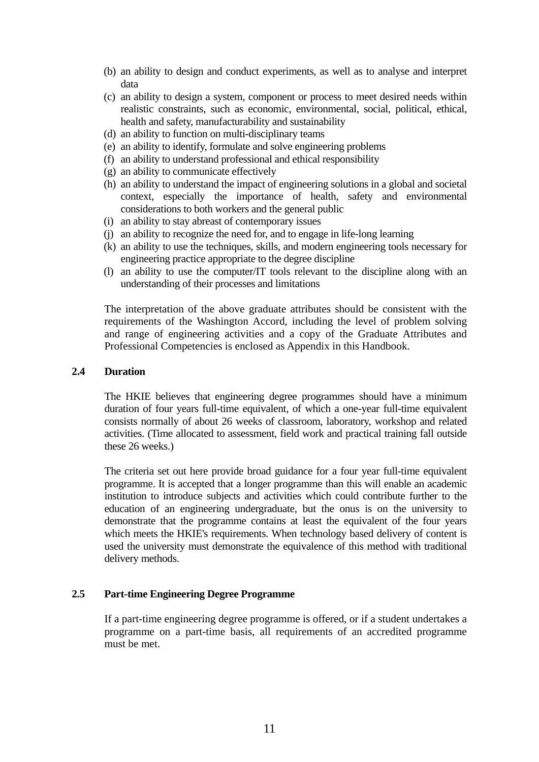(b) an ability to design and conduct experiments, as well as to analyse and interpret data
(c) an ability to design a system, component or process to meet desired needs within realistic constraints, such as economic, environmental, social, political, ethical, health and safety, manufacturability and sustainability
(d) an ability to function on multi-disciplinary teams
(e) an ability to identify, formulate and solve engineering problems
(f) an ability to understand professional and ethical responsibility
(g) an ability to communicate effectively
(h) an ability to understand the impact of engineering solutions in a global and societal context, especially the importance of health, safety and environmental considerations to both workers and the general public
(i) an ability to stay abreast of contemporary issues
(j) an ability to recognize the need for, and to engage in life-long learning
(k) an ability to use the techniques, skills, and modern engineering tools necessary for engineering practice appropriate to the degree discipline
(l) an ability to use the computer/IT tools relevant to the discipline along with an understanding of their processes and limitations

The interpretation of the above graduate attributes should be consistent with the requirements of the Washington Accord, including the level of problem solving and range of engineering activities and a copy of the Graduate Attributes and Professional Competencies is enclosed as Appendix in this Handbook.

### 2.4 Duration

The HKIE believes that engineering degree programmes should have a minimum duration of four years full-time equivalent, of which a one-year full-time equivalent consists normally of about 26 weeks of classroom, laboratory, workshop and related activities. (Time allocated to assessment, field work and practical training fall outside these 26 weeks.)

The criteria set out here provide broad guidance for a four year full-time equivalent programme. It is accepted that a longer programme than this will enable an academic institution to introduce subjects and activities which could contribute further to the education of an engineering undergraduate, but the onus is on the university to demonstrate that the programme contains at least the equivalent of the four years which meets the HKIE's requirements. When technology based delivery of content is used the university must demonstrate the equivalence of this method with traditional delivery methods.

### 2.5 Part-time Engineering Degree Programme

If a part-time engineering degree programme is offered, or if a student undertakes a programme on a part-time basis, all requirements of an accredited programme must be met.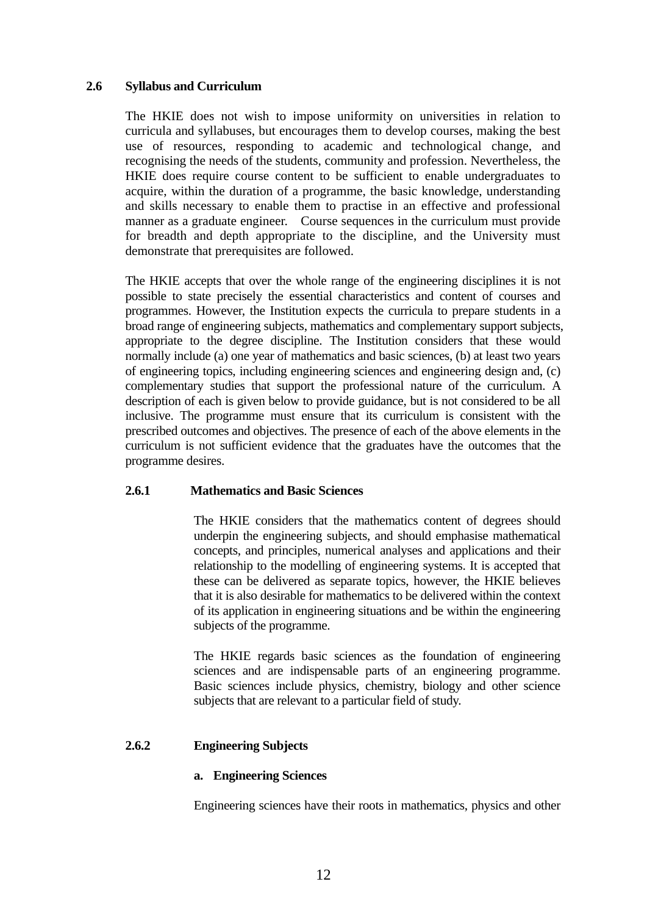## 2.6 Syllabus and Curriculum

The HKIE does not wish to impose uniformity on universities in relation to curricula and syllabuses, but encourages them to develop courses, making the best use of resources, responding to academic and technological change, and recognising the needs of the students, community and profession. Nevertheless, the HKIE does require course content to be sufficient to enable undergraduates to acquire, within the duration of a programme, the basic knowledge, understanding and skills necessary to enable them to practise in an effective and professional manner as a graduate engineer. Course sequences in the curriculum must provide for breadth and depth appropriate to the discipline, and the University must demonstrate that prerequisites are followed.

The HKIE accepts that over the whole range of the engineering disciplines it is not possible to state precisely the essential characteristics and content of courses and programmes. However, the Institution expects the curricula to prepare students in a broad range of engineering subjects, mathematics and complementary support subjects, appropriate to the degree discipline. The Institution considers that these would normally include (a) one year of mathematics and basic sciences, (b) at least two years of engineering topics, including engineering sciences and engineering design and, (c) complementary studies that support the professional nature of the curriculum. A description of each is given below to provide guidance, but is not considered to be all inclusive. The programme must ensure that its curriculum is consistent with the prescribed outcomes and objectives. The presence of each of the above elements in the curriculum is not sufficient evidence that the graduates have the outcomes that the programme desires.

### 2.6.1 Mathematics and Basic Sciences

The HKIE considers that the mathematics content of degrees should underpin the engineering subjects, and should emphasise mathematical concepts, and principles, numerical analyses and applications and their relationship to the modelling of engineering systems. It is accepted that these can be delivered as separate topics, however, the HKIE believes that it is also desirable for mathematics to be delivered within the context of its application in engineering situations and be within the engineering subjects of the programme.

The HKIE regards basic sciences as the foundation of engineering sciences and are indispensable parts of an engineering programme. Basic sciences include physics, chemistry, biology and other science subjects that are relevant to a particular field of study.

### 2.6.2 Engineering Subjects

**a. Engineering Sciences**

Engineering sciences have their roots in mathematics, physics and other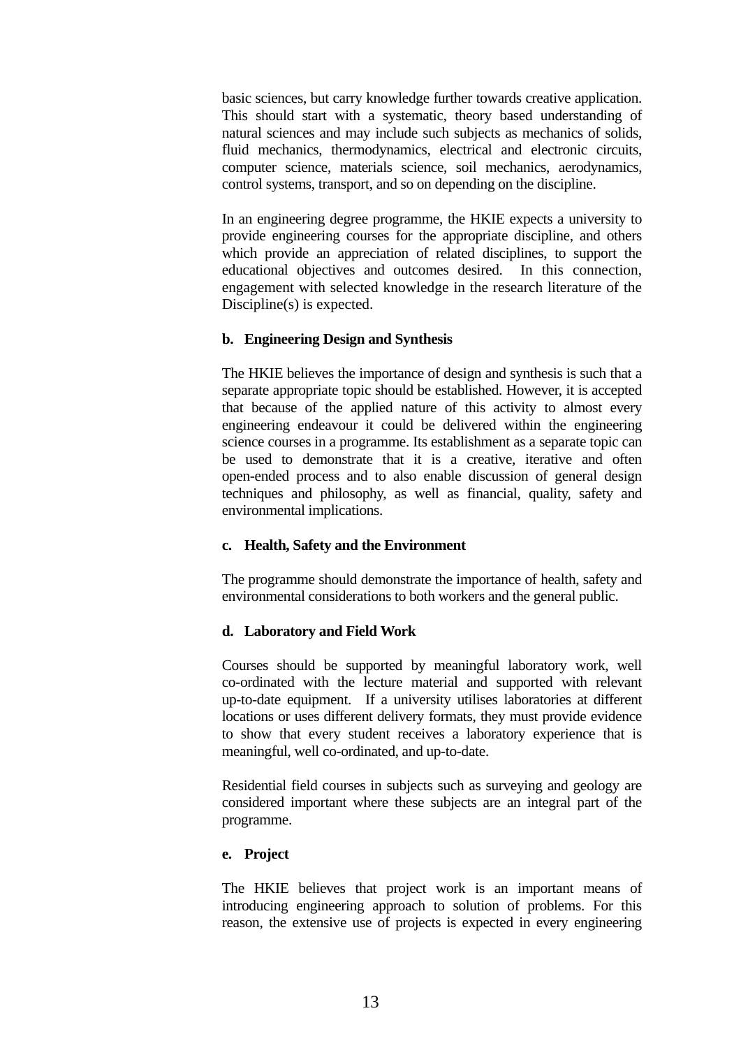basic sciences, but carry knowledge further towards creative application. This should start with a systematic, theory based understanding of natural sciences and may include such subjects as mechanics of solids, fluid mechanics, thermodynamics, electrical and electronic circuits, computer science, materials science, soil mechanics, aerodynamics, control systems, transport, and so on depending on the discipline.

In an engineering degree programme, the HKIE expects a university to provide engineering courses for the appropriate discipline, and others which provide an appreciation of related disciplines, to support the educational objectives and outcomes desired. In this connection, engagement with selected knowledge in the research literature of the Discipline(s) is expected.

**b. Engineering Design and Synthesis**

The HKIE believes the importance of design and synthesis is such that a separate appropriate topic should be established. However, it is accepted that because of the applied nature of this activity to almost every engineering endeavour it could be delivered within the engineering science courses in a programme. Its establishment as a separate topic can be used to demonstrate that it is a creative, iterative and often open-ended process and to also enable discussion of general design techniques and philosophy, as well as financial, quality, safety and environmental implications.

**c. Health, Safety and the Environment**

The programme should demonstrate the importance of health, safety and environmental considerations to both workers and the general public.

**d. Laboratory and Field Work**

Courses should be supported by meaningful laboratory work, well co-ordinated with the lecture material and supported with relevant up-to-date equipment. If a university utilises laboratories at different locations or uses different delivery formats, they must provide evidence to show that every student receives a laboratory experience that is meaningful, well co-ordinated, and up-to-date.

Residential field courses in subjects such as surveying and geology are considered important where these subjects are an integral part of the programme.

**e. Project**

The HKIE believes that project work is an important means of introducing engineering approach to solution of problems. For this reason, the extensive use of projects is expected in every engineering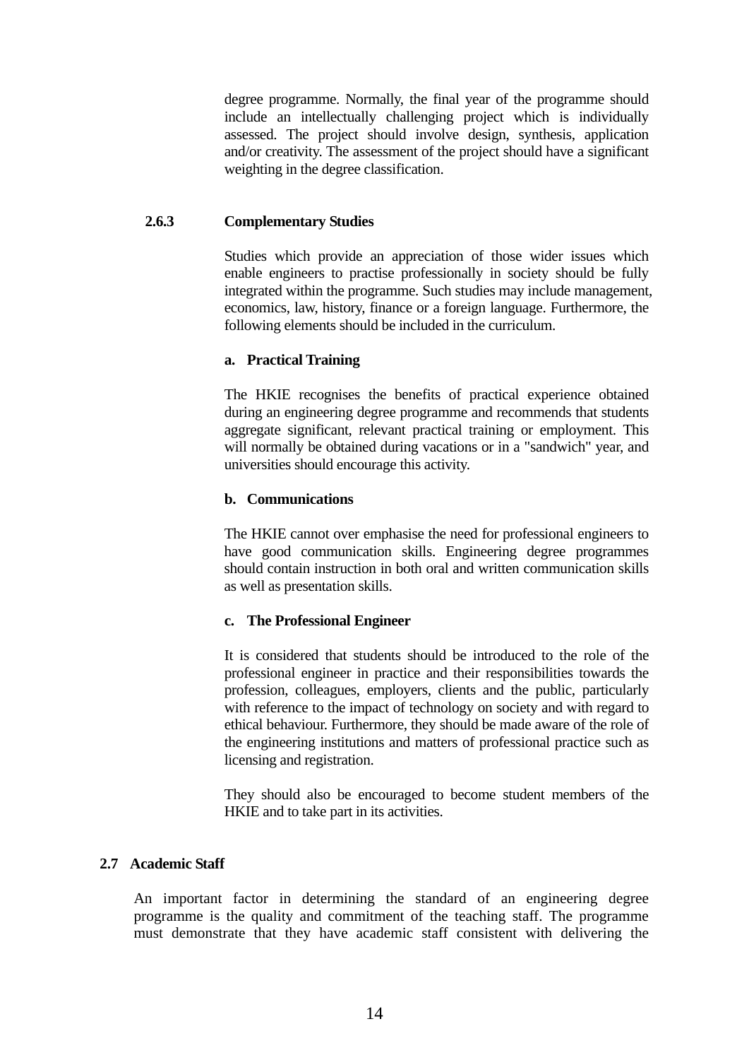degree programme. Normally, the final year of the programme should include an intellectually challenging project which is individually assessed. The project should involve design, synthesis, application and/or creativity. The assessment of the project should have a significant weighting in the degree classification.

#### 2.6.3 Complementary Studies

Studies which provide an appreciation of those wider issues which enable engineers to practise professionally in society should be fully integrated within the programme. Such studies may include management, economics, law, history, finance or a foreign language. Furthermore, the following elements should be included in the curriculum.

**a. Practical Training**

The HKIE recognises the benefits of practical experience obtained during an engineering degree programme and recommends that students aggregate significant, relevant practical training or employment. This will normally be obtained during vacations or in a "sandwich" year, and universities should encourage this activity.

**b. Communications**

The HKIE cannot over emphasise the need for professional engineers to have good communication skills. Engineering degree programmes should contain instruction in both oral and written communication skills as well as presentation skills.

**c. The Professional Engineer**

It is considered that students should be introduced to the role of the professional engineer in practice and their responsibilities towards the profession, colleagues, employers, clients and the public, particularly with reference to the impact of technology on society and with regard to ethical behaviour. Furthermore, they should be made aware of the role of the engineering institutions and matters of professional practice such as licensing and registration.

They should also be encouraged to become student members of the HKIE and to take part in its activities.

### 2.7 Academic Staff

An important factor in determining the standard of an engineering degree programme is the quality and commitment of the teaching staff. The programme must demonstrate that they have academic staff consistent with delivering the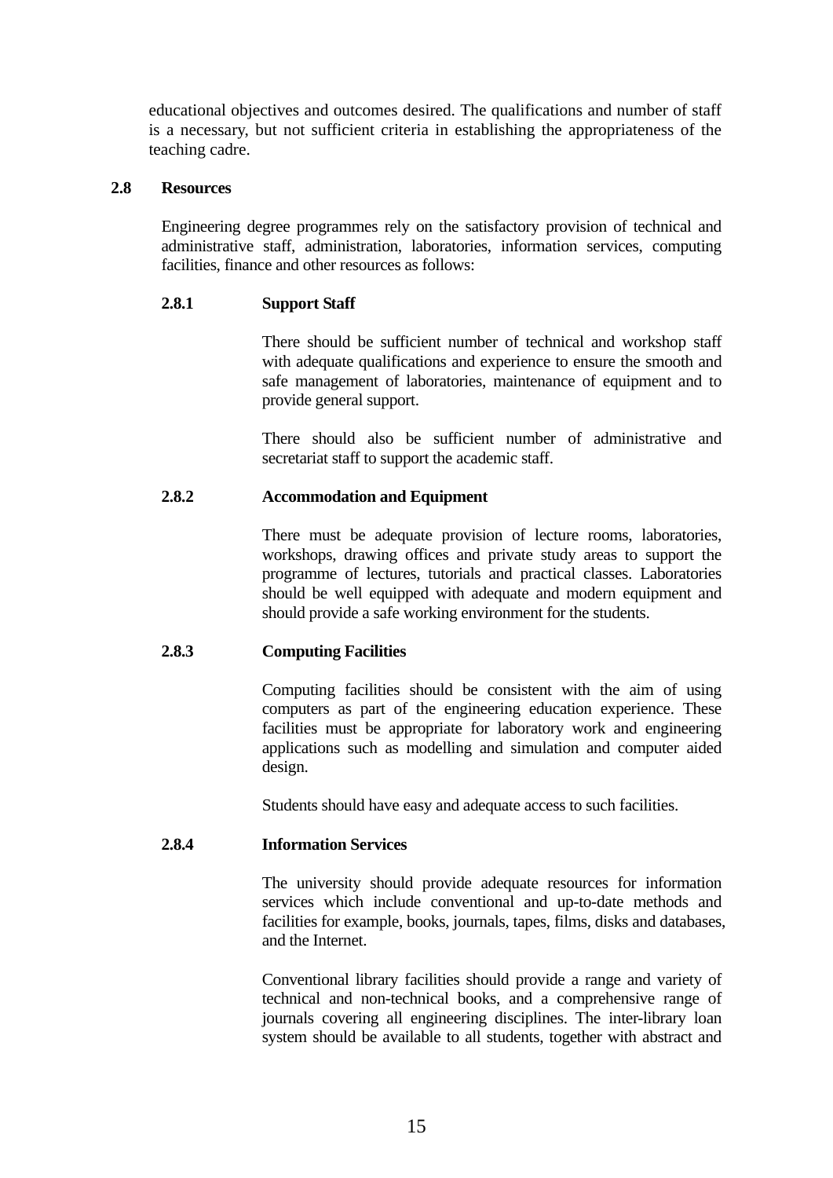educational objectives and outcomes desired. The qualifications and number of staff is a necessary, but not sufficient criteria in establishing the appropriateness of the teaching cadre.

## 2.8 Resources

Engineering degree programmes rely on the satisfactory provision of technical and administrative staff, administration, laboratories, information services, computing facilities, finance and other resources as follows:

### 2.8.1 Support Staff

There should be sufficient number of technical and workshop staff with adequate qualifications and experience to ensure the smooth and safe management of laboratories, maintenance of equipment and to provide general support.

There should also be sufficient number of administrative and secretariat staff to support the academic staff.

### 2.8.2 Accommodation and Equipment

There must be adequate provision of lecture rooms, laboratories, workshops, drawing offices and private study areas to support the programme of lectures, tutorials and practical classes. Laboratories should be well equipped with adequate and modern equipment and should provide a safe working environment for the students.

### 2.8.3 Computing Facilities

Computing facilities should be consistent with the aim of using computers as part of the engineering education experience. These facilities must be appropriate for laboratory work and engineering applications such as modelling and simulation and computer aided design.

Students should have easy and adequate access to such facilities.

### 2.8.4 Information Services

The university should provide adequate resources for information services which include conventional and up-to-date methods and facilities for example, books, journals, tapes, films, disks and databases, and the Internet.

Conventional library facilities should provide a range and variety of technical and non-technical books, and a comprehensive range of journals covering all engineering disciplines. The inter-library loan system should be available to all students, together with abstract and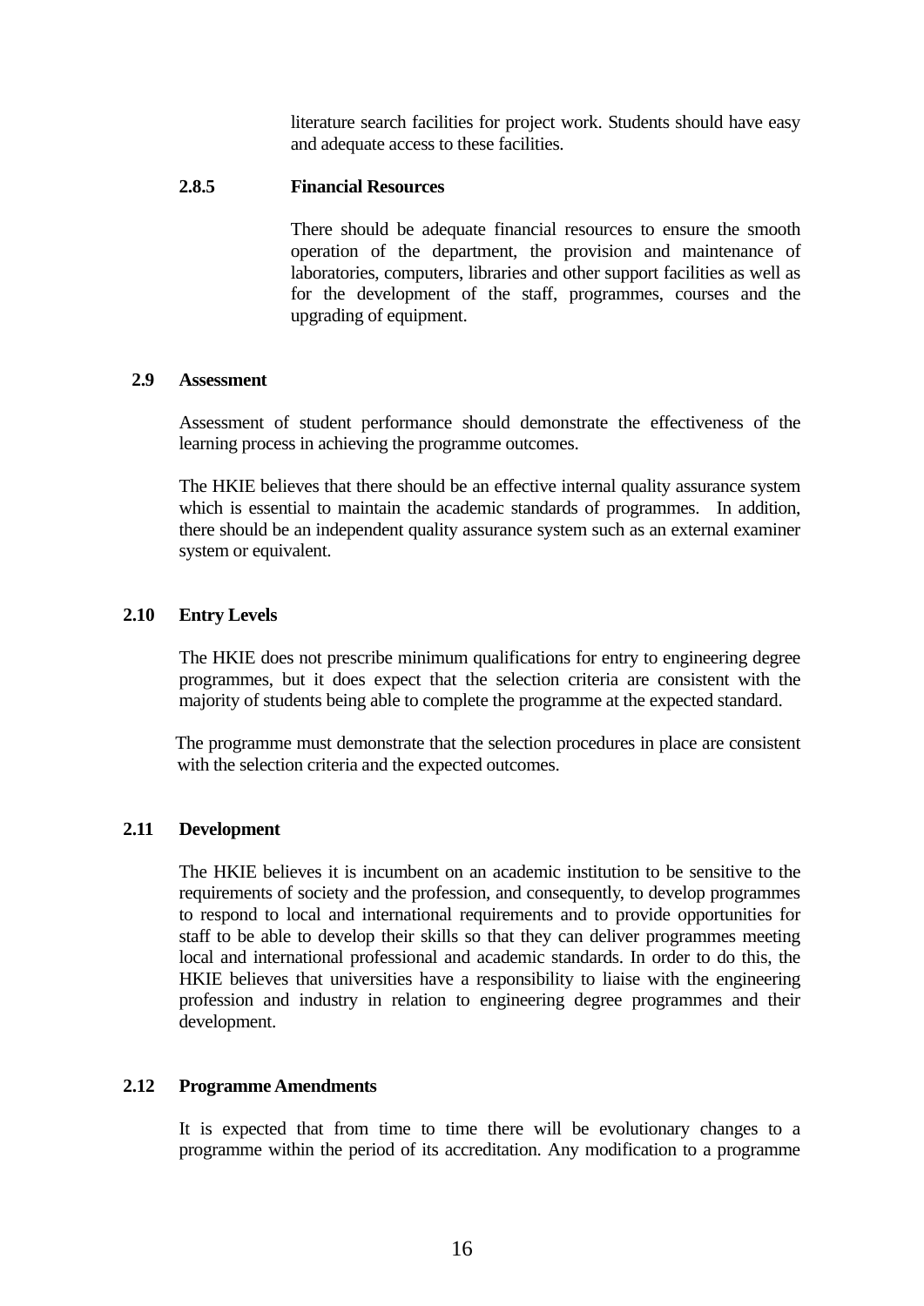literature search facilities for project work. Students should have easy and adequate access to these facilities.

#### 2.8.5 Financial Resources

There should be adequate financial resources to ensure the smooth operation of the department, the provision and maintenance of laboratories, computers, libraries and other support facilities as well as for the development of the staff, programmes, courses and the upgrading of equipment.

### 2.9 Assessment

Assessment of student performance should demonstrate the effectiveness of the learning process in achieving the programme outcomes.

The HKIE believes that there should be an effective internal quality assurance system which is essential to maintain the academic standards of programmes. In addition, there should be an independent quality assurance system such as an external examiner system or equivalent.

### 2.10 Entry Levels

The HKIE does not prescribe minimum qualifications for entry to engineering degree programmes, but it does expect that the selection criteria are consistent with the majority of students being able to complete the programme at the expected standard.

The programme must demonstrate that the selection procedures in place are consistent with the selection criteria and the expected outcomes.

### 2.11 Development

The HKIE believes it is incumbent on an academic institution to be sensitive to the requirements of society and the profession, and consequently, to develop programmes to respond to local and international requirements and to provide opportunities for staff to be able to develop their skills so that they can deliver programmes meeting local and international professional and academic standards. In order to do this, the HKIE believes that universities have a responsibility to liaise with the engineering profession and industry in relation to engineering degree programmes and their development.

### 2.12 Programme Amendments

It is expected that from time to time there will be evolutionary changes to a programme within the period of its accreditation. Any modification to a programme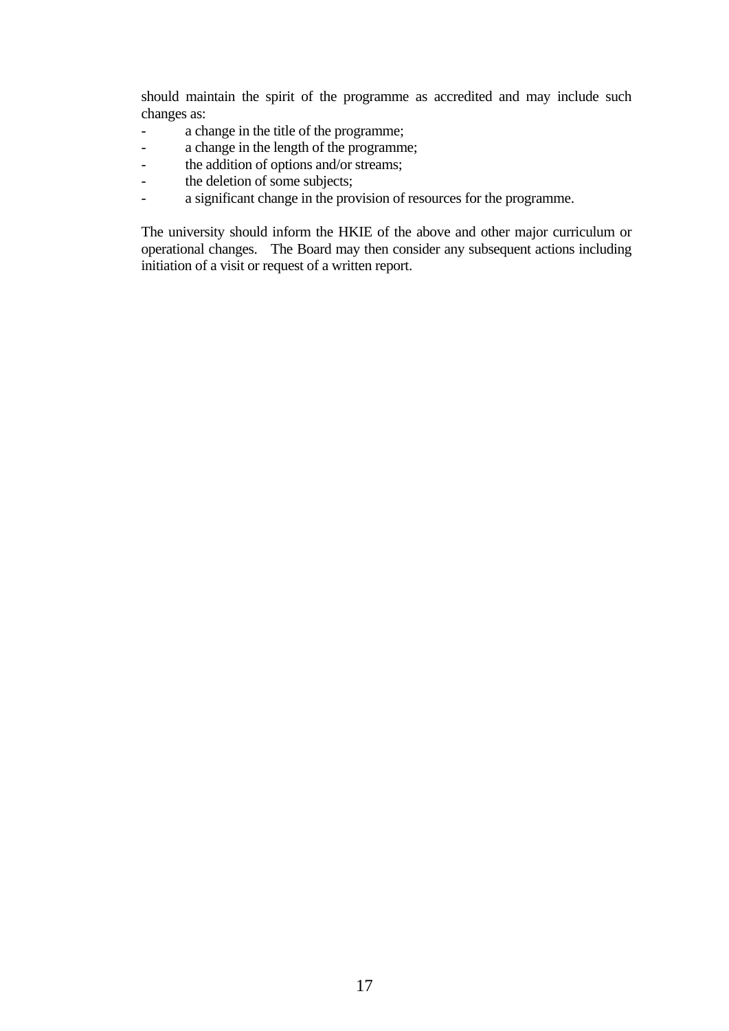should maintain the spirit of the programme as accredited and may include such changes as:

- a change in the title of the programme;
- a change in the length of the programme;
- the addition of options and/or streams;
- the deletion of some subjects;
- a significant change in the provision of resources for the programme.

The university should inform the HKIE of the above and other major curriculum or operational changes. The Board may then consider any subsequent actions including initiation of a visit or request of a written report.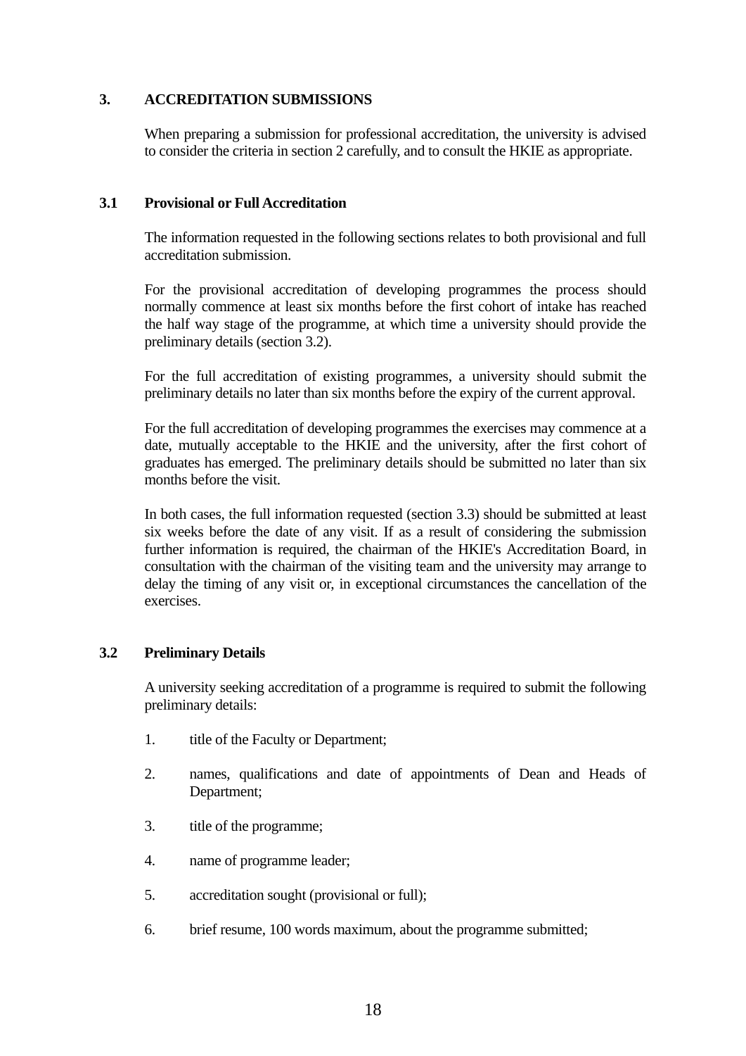## 3. ACCREDITATION SUBMISSIONS

When preparing a submission for professional accreditation, the university is advised to consider the criteria in section 2 carefully, and to consult the HKIE as appropriate.

### 3.1 Provisional or Full Accreditation

The information requested in the following sections relates to both provisional and full accreditation submission.

For the provisional accreditation of developing programmes the process should normally commence at least six months before the first cohort of intake has reached the half way stage of the programme, at which time a university should provide the preliminary details (section 3.2).

For the full accreditation of existing programmes, a university should submit the preliminary details no later than six months before the expiry of the current approval.

For the full accreditation of developing programmes the exercises may commence at a date, mutually acceptable to the HKIE and the university, after the first cohort of graduates has emerged. The preliminary details should be submitted no later than six months before the visit.

In both cases, the full information requested (section 3.3) should be submitted at least six weeks before the date of any visit. If as a result of considering the submission further information is required, the chairman of the HKIE's Accreditation Board, in consultation with the chairman of the visiting team and the university may arrange to delay the timing of any visit or, in exceptional circumstances the cancellation of the exercises.

### 3.2 Preliminary Details

A university seeking accreditation of a programme is required to submit the following preliminary details:

1. title of the Faculty or Department;
2. names, qualifications and date of appointments of Dean and Heads of Department;
3. title of the programme;
4. name of programme leader;
5. accreditation sought (provisional or full);
6. brief resume, 100 words maximum, about the programme submitted;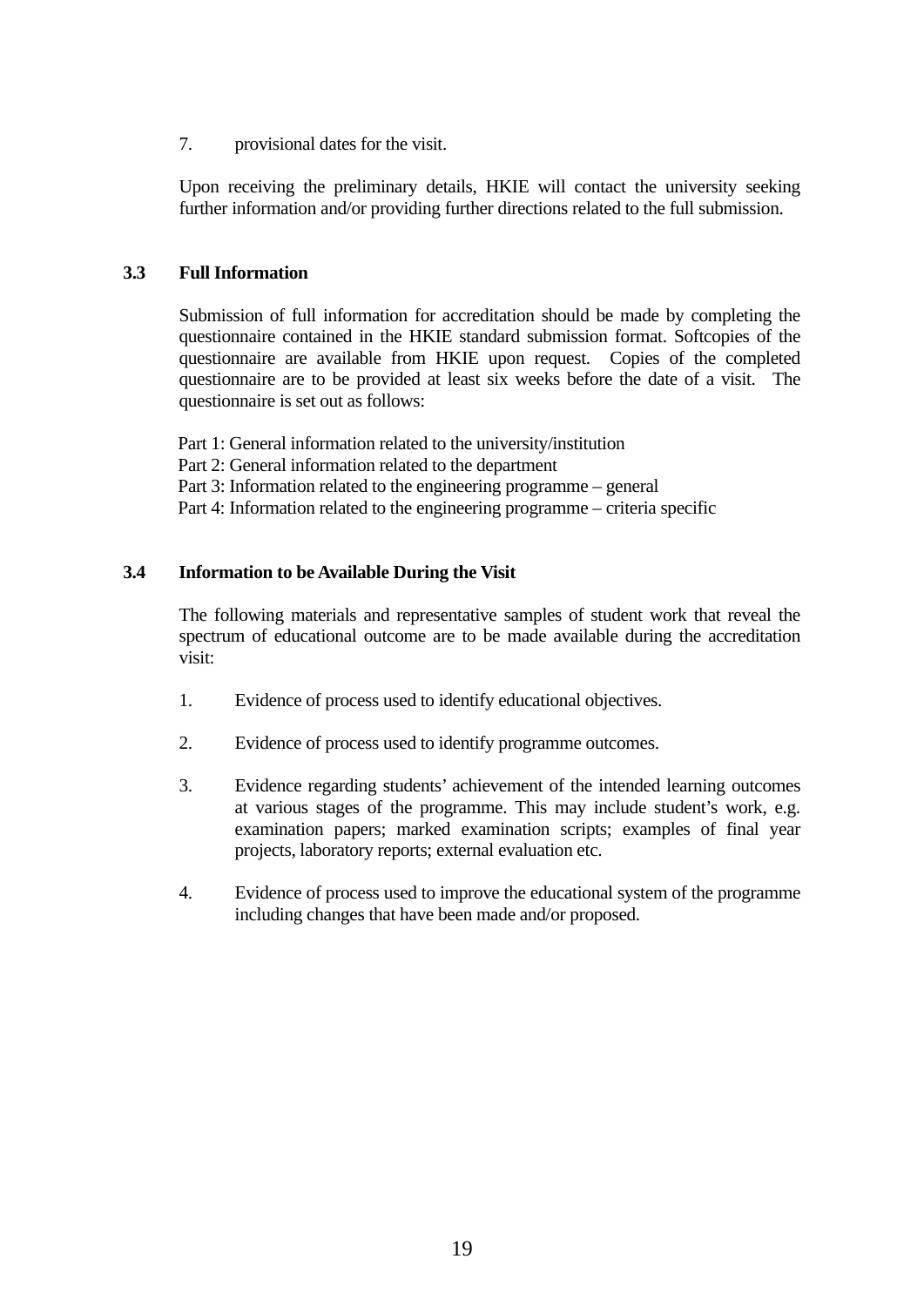7. provisional dates for the visit.

Upon receiving the preliminary details, HKIE will contact the university seeking further information and/or providing further directions related to the full submission.

### 3.3 Full Information

Submission of full information for accreditation should be made by completing the questionnaire contained in the HKIE standard submission format. Softcopies of the questionnaire are available from HKIE upon request. Copies of the completed questionnaire are to be provided at least six weeks before the date of a visit. The questionnaire is set out as follows:

Part 1: General information related to the university/institution
Part 2: General information related to the department
Part 3: Information related to the engineering programme – general
Part 4: Information related to the engineering programme – criteria specific

### 3.4 Information to be Available During the Visit

The following materials and representative samples of student work that reveal the spectrum of educational outcome are to be made available during the accreditation visit:

1. Evidence of process used to identify educational objectives.

2. Evidence of process used to identify programme outcomes.

3. Evidence regarding students' achievement of the intended learning outcomes at various stages of the programme. This may include student's work, e.g. examination papers; marked examination scripts; examples of final year projects, laboratory reports; external evaluation etc.

4. Evidence of process used to improve the educational system of the programme including changes that have been made and/or proposed.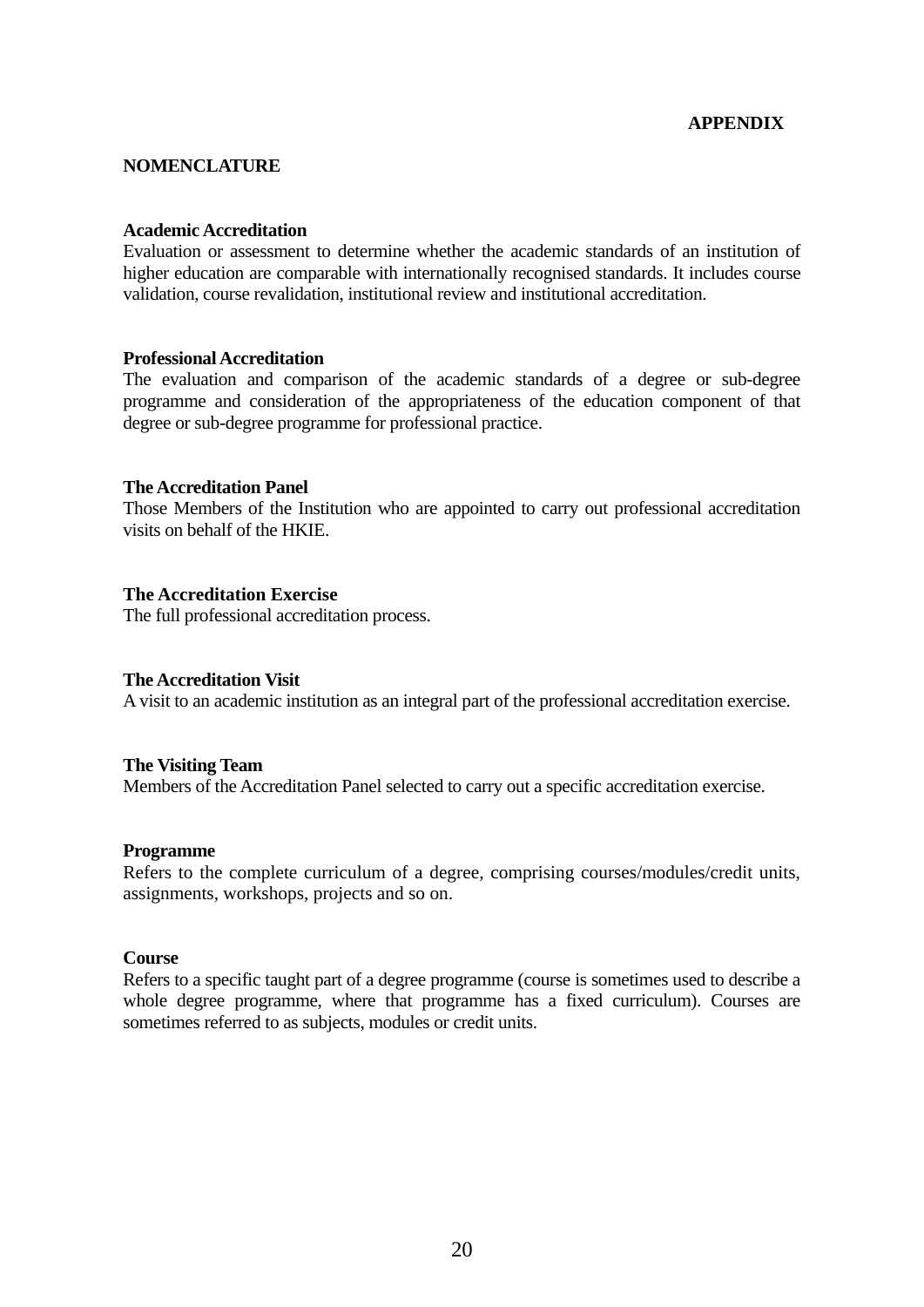# APPENDIX

## NOMENCLATURE

**Academic Accreditation**
Evaluation or assessment to determine whether the academic standards of an institution of higher education are comparable with internationally recognised standards. It includes course validation, course revalidation, institutional review and institutional accreditation.

**Professional Accreditation**
The evaluation and comparison of the academic standards of a degree or sub-degree programme and consideration of the appropriateness of the education component of that degree or sub-degree programme for professional practice.

**The Accreditation Panel**
Those Members of the Institution who are appointed to carry out professional accreditation visits on behalf of the HKIE.

**The Accreditation Exercise**
The full professional accreditation process.

**The Accreditation Visit**
A visit to an academic institution as an integral part of the professional accreditation exercise.

**The Visiting Team**
Members of the Accreditation Panel selected to carry out a specific accreditation exercise.

**Programme**
Refers to the complete curriculum of a degree, comprising courses/modules/credit units, assignments, workshops, projects and so on.

**Course**
Refers to a specific taught part of a degree programme (course is sometimes used to describe a whole degree programme, where that programme has a fixed curriculum). Courses are sometimes referred to as subjects, modules or credit units.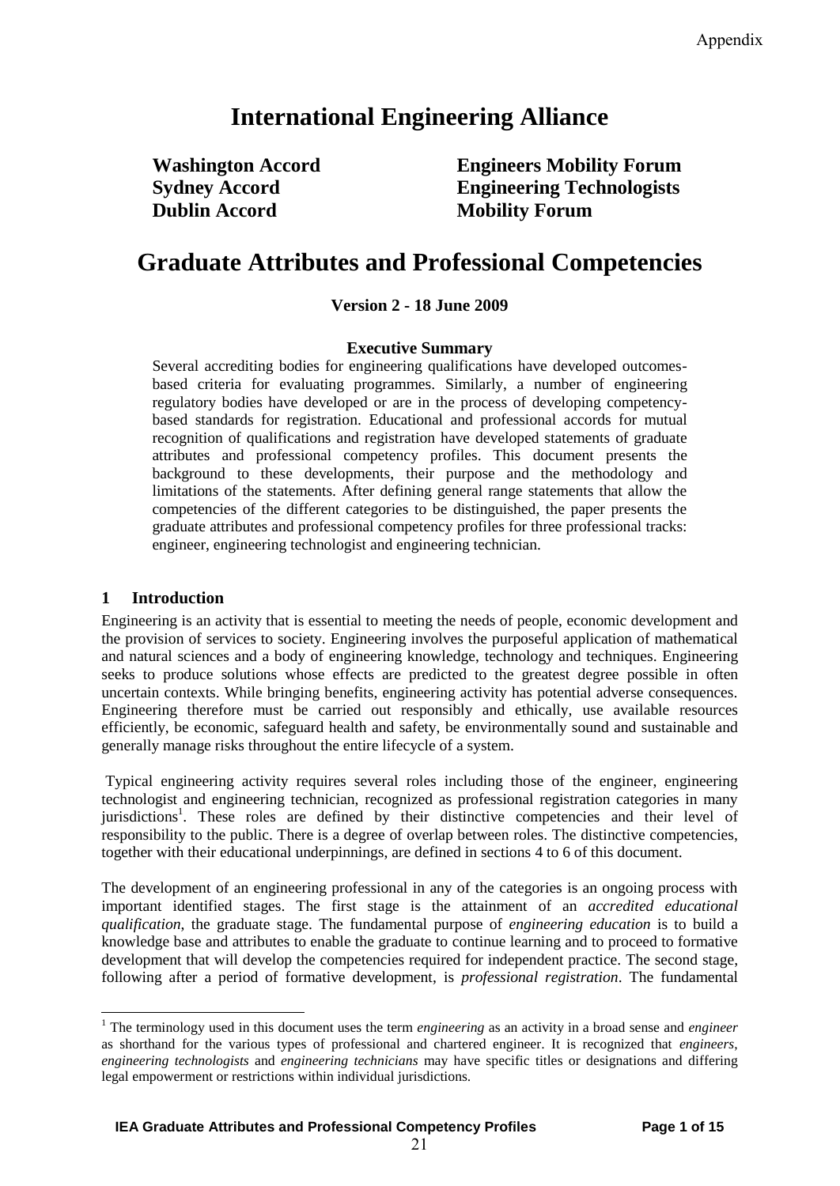# International Engineering Alliance

**Washington Accord**
**Sydney Accord**
**Dublin Accord**

**Engineers Mobility Forum**
**Engineering Technologists Mobility Forum**

# Graduate Attributes and Professional Competencies

**Version 2 - 18 June 2009**

**Executive Summary**

Several accrediting bodies for engineering qualifications have developed outcomes-based criteria for evaluating programmes. Similarly, a number of engineering regulatory bodies have developed or are in the process of developing competency-based standards for registration. Educational and professional accords for mutual recognition of qualifications and registration have developed statements of graduate attributes and professional competency profiles. This document presents the background to these developments, their purpose and the methodology and limitations of the statements. After defining general range statements that allow the competencies of the different categories to be distinguished, the paper presents the graduate attributes and professional competency profiles for three professional tracks: engineer, engineering technologist and engineering technician.

## 1 Introduction

Engineering is an activity that is essential to meeting the needs of people, economic development and the provision of services to society. Engineering involves the purposeful application of mathematical and natural sciences and a body of engineering knowledge, technology and techniques. Engineering seeks to produce solutions whose effects are predicted to the greatest degree possible in often uncertain contexts. While bringing benefits, engineering activity has potential adverse consequences. Engineering therefore must be carried out responsibly and ethically, use available resources efficiently, be economic, safeguard health and safety, be environmentally sound and sustainable and generally manage risks throughout the entire lifecycle of a system.

Typical engineering activity requires several roles including those of the engineer, engineering technologist and engineering technician, recognized as professional registration categories in many jurisdictions[1]. These roles are defined by their distinctive competencies and their level of responsibility to the public. There is a degree of overlap between roles. The distinctive competencies, together with their educational underpinnings, are defined in sections 4 to 6 of this document.

The development of an engineering professional in any of the categories is an ongoing process with important identified stages. The first stage is the attainment of an *accredited educational qualification*, the graduate stage. The fundamental purpose of *engineering education* is to build a knowledge base and attributes to enable the graduate to continue learning and to proceed to formative development that will develop the competencies required for independent practice. The second stage, following after a period of formative development, is *professional registration*. The fundamental

[1] The terminology used in this document uses the term *engineering* as an activity in a broad sense and *engineer* as shorthand for the various types of professional and chartered engineer. It is recognized that *engineers*, *engineering technologists* and *engineering technicians* may have specific titles or designations and differing legal empowerment or restrictions within individual jurisdictions.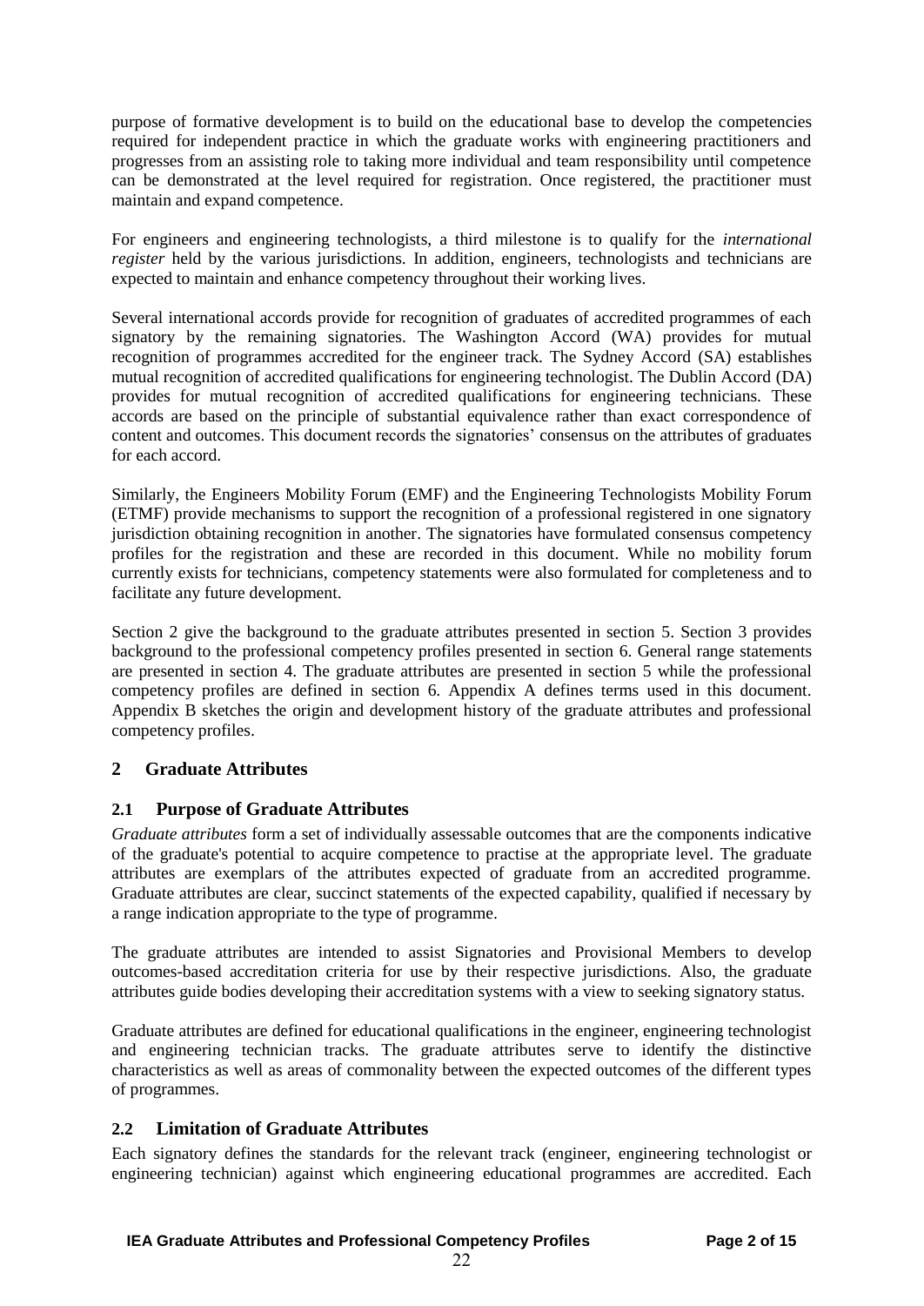purpose of formative development is to build on the educational base to develop the competencies required for independent practice in which the graduate works with engineering practitioners and progresses from an assisting role to taking more individual and team responsibility until competence can be demonstrated at the level required for registration. Once registered, the practitioner must maintain and expand competence.

For engineers and engineering technologists, a third milestone is to qualify for the *international register* held by the various jurisdictions. In addition, engineers, technologists and technicians are expected to maintain and enhance competency throughout their working lives.

Several international accords provide for recognition of graduates of accredited programmes of each signatory by the remaining signatories. The Washington Accord (WA) provides for mutual recognition of programmes accredited for the engineer track. The Sydney Accord (SA) establishes mutual recognition of accredited qualifications for engineering technologist. The Dublin Accord (DA) provides for mutual recognition of accredited qualifications for engineering technicians. These accords are based on the principle of substantial equivalence rather than exact correspondence of content and outcomes. This document records the signatories' consensus on the attributes of graduates for each accord.

Similarly, the Engineers Mobility Forum (EMF) and the Engineering Technologists Mobility Forum (ETMF) provide mechanisms to support the recognition of a professional registered in one signatory jurisdiction obtaining recognition in another. The signatories have formulated consensus competency profiles for the registration and these are recorded in this document. While no mobility forum currently exists for technicians, competency statements were also formulated for completeness and to facilitate any future development.

Section 2 give the background to the graduate attributes presented in section 5. Section 3 provides background to the professional competency profiles presented in section 6. General range statements are presented in section 4. The graduate attributes are presented in section 5 while the professional competency profiles are defined in section 6. Appendix A defines terms used in this document. Appendix B sketches the origin and development history of the graduate attributes and professional competency profiles.

## 2 Graduate Attributes

### 2.1 Purpose of Graduate Attributes

*Graduate attributes* form a set of individually assessable outcomes that are the components indicative of the graduate's potential to acquire competence to practise at the appropriate level. The graduate attributes are exemplars of the attributes expected of graduate from an accredited programme. Graduate attributes are clear, succinct statements of the expected capability, qualified if necessary by a range indication appropriate to the type of programme.

The graduate attributes are intended to assist Signatories and Provisional Members to develop outcomes-based accreditation criteria for use by their respective jurisdictions. Also, the graduate attributes guide bodies developing their accreditation systems with a view to seeking signatory status.

Graduate attributes are defined for educational qualifications in the engineer, engineering technologist and engineering technician tracks. The graduate attributes serve to identify the distinctive characteristics as well as areas of commonality between the expected outcomes of the different types of programmes.

### 2.2 Limitation of Graduate Attributes

Each signatory defines the standards for the relevant track (engineer, engineering technologist or engineering technician) against which engineering educational programmes are accredited. Each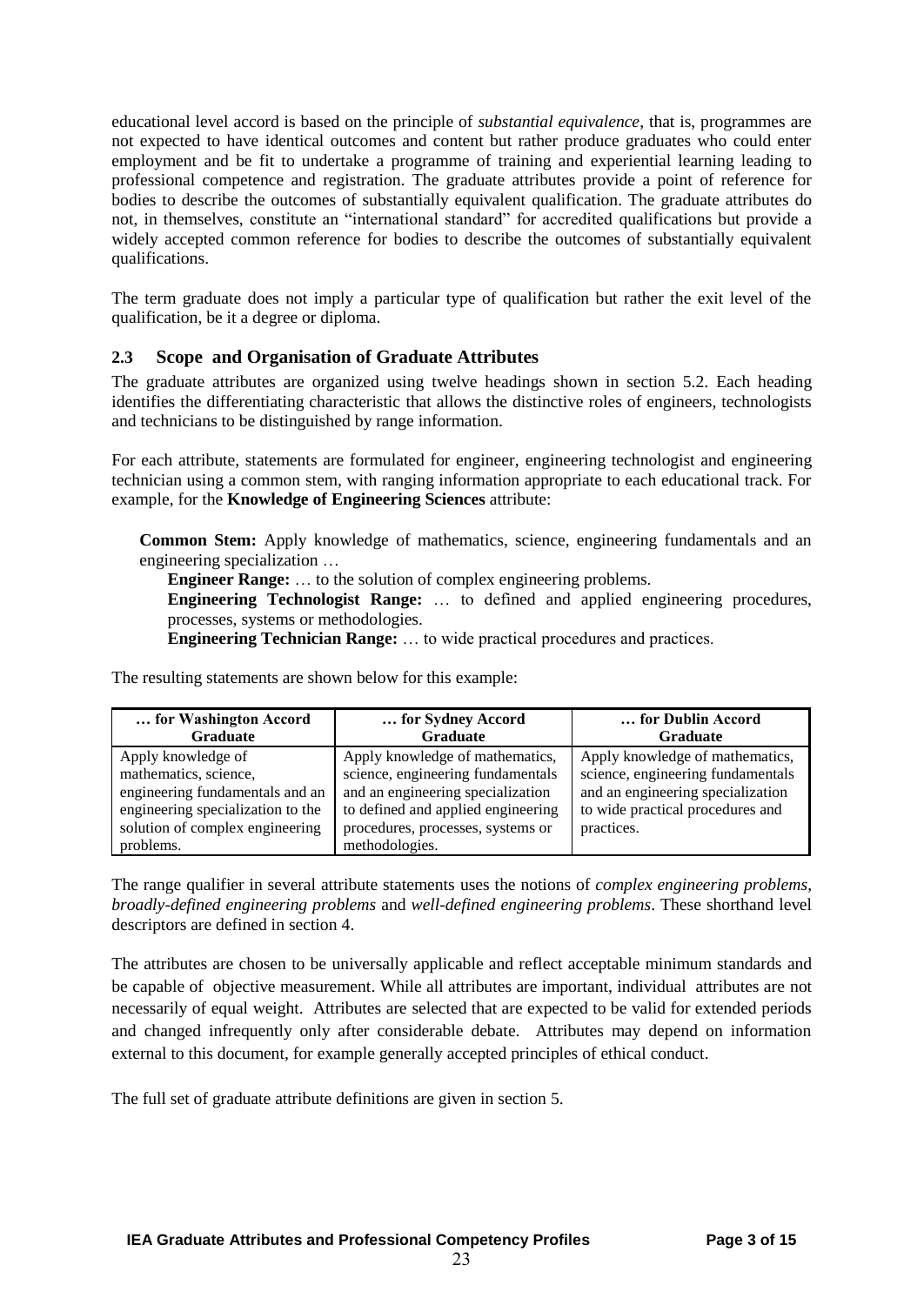educational level accord is based on the principle of *substantial equivalence*, that is, programmes are not expected to have identical outcomes and content but rather produce graduates who could enter employment and be fit to undertake a programme of training and experiential learning leading to professional competence and registration. The graduate attributes provide a point of reference for bodies to describe the outcomes of substantially equivalent qualification. The graduate attributes do not, in themselves, constitute an "international standard" for accredited qualifications but provide a widely accepted common reference for bodies to describe the outcomes of substantially equivalent qualifications.

The term graduate does not imply a particular type of qualification but rather the exit level of the qualification, be it a degree or diploma.

## 2.3 Scope and Organisation of Graduate Attributes

The graduate attributes are organized using twelve headings shown in section 5.2. Each heading identifies the differentiating characteristic that allows the distinctive roles of engineers, technologists and technicians to be distinguished by range information.

For each attribute, statements are formulated for engineer, engineering technologist and engineering technician using a common stem, with ranging information appropriate to each educational track. For example, for the **Knowledge of Engineering Sciences** attribute:

**Common Stem:** Apply knowledge of mathematics, science, engineering fundamentals and an engineering specialization …

**Engineer Range:** … to the solution of complex engineering problems.

**Engineering Technologist Range:** … to defined and applied engineering procedures, processes, systems or methodologies.

**Engineering Technician Range:** … to wide practical procedures and practices.

The resulting statements are shown below for this example:

| … for Washington Accord Graduate | … for Sydney Accord Graduate | … for Dublin Accord Graduate |
|---|---|---|
| Apply knowledge of mathematics, science, engineering fundamentals and an engineering specialization to the solution of complex engineering problems. | Apply knowledge of mathematics, science, engineering fundamentals and an engineering specialization to defined and applied engineering procedures, processes, systems or methodologies. | Apply knowledge of mathematics, science, engineering fundamentals and an engineering specialization to wide practical procedures and practices. |

The range qualifier in several attribute statements uses the notions of *complex engineering problems*, *broadly-defined engineering problems* and *well-defined engineering problems*. These shorthand level descriptors are defined in section 4.

The attributes are chosen to be universally applicable and reflect acceptable minimum standards and be capable of objective measurement. While all attributes are important, individual attributes are not necessarily of equal weight. Attributes are selected that are expected to be valid for extended periods and changed infrequently only after considerable debate. Attributes may depend on information external to this document, for example generally accepted principles of ethical conduct.

The full set of graduate attribute definitions are given in section 5.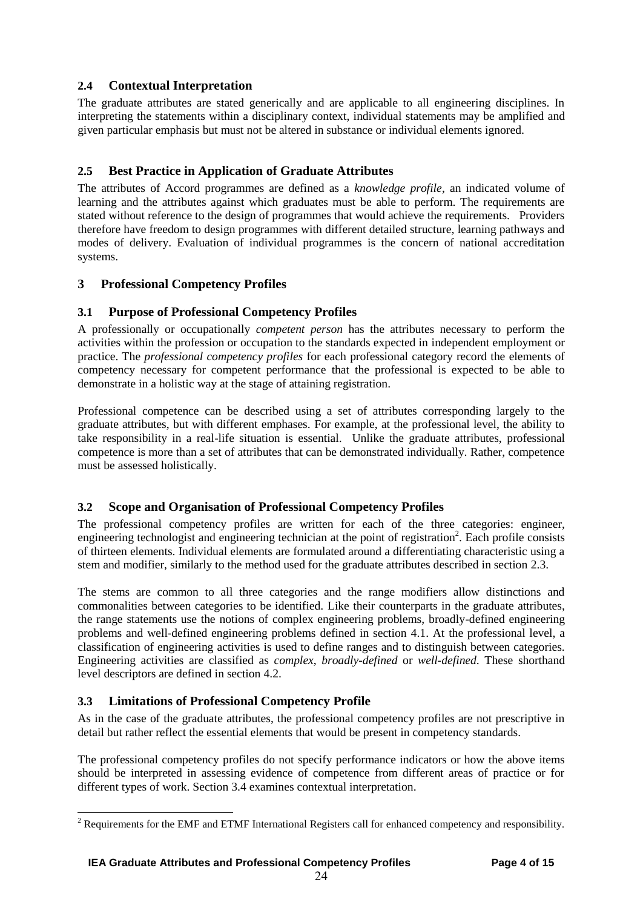### 2.4 Contextual Interpretation

The graduate attributes are stated generically and are applicable to all engineering disciplines. In interpreting the statements within a disciplinary context, individual statements may be amplified and given particular emphasis but must not be altered in substance or individual elements ignored.

### 2.5 Best Practice in Application of Graduate Attributes

The attributes of Accord programmes are defined as a *knowledge profile*, an indicated volume of learning and the attributes against which graduates must be able to perform. The requirements are stated without reference to the design of programmes that would achieve the requirements. Providers therefore have freedom to design programmes with different detailed structure, learning pathways and modes of delivery. Evaluation of individual programmes is the concern of national accreditation systems.

## 3 Professional Competency Profiles

### 3.1 Purpose of Professional Competency Profiles

A professionally or occupationally *competent person* has the attributes necessary to perform the activities within the profession or occupation to the standards expected in independent employment or practice. The *professional competency profiles* for each professional category record the elements of competency necessary for competent performance that the professional is expected to be able to demonstrate in a holistic way at the stage of attaining registration.

Professional competence can be described using a set of attributes corresponding largely to the graduate attributes, but with different emphases. For example, at the professional level, the ability to take responsibility in a real-life situation is essential. Unlike the graduate attributes, professional competence is more than a set of attributes that can be demonstrated individually. Rather, competence must be assessed holistically.

### 3.2 Scope and Organisation of Professional Competency Profiles

The professional competency profiles are written for each of the three categories: engineer, engineering technologist and engineering technician at the point of registration[2]. Each profile consists of thirteen elements. Individual elements are formulated around a differentiating characteristic using a stem and modifier, similarly to the method used for the graduate attributes described in section 2.3.

The stems are common to all three categories and the range modifiers allow distinctions and commonalities between categories to be identified. Like their counterparts in the graduate attributes, the range statements use the notions of complex engineering problems, broadly-defined engineering problems and well-defined engineering problems defined in section 4.1. At the professional level, a classification of engineering activities is used to define ranges and to distinguish between categories. Engineering activities are classified as *complex*, *broadly-defined* or *well-defined*. These shorthand level descriptors are defined in section 4.2.

### 3.3 Limitations of Professional Competency Profile

As in the case of the graduate attributes, the professional competency profiles are not prescriptive in detail but rather reflect the essential elements that would be present in competency standards.

The professional competency profiles do not specify performance indicators or how the above items should be interpreted in assessing evidence of competence from different areas of practice or for different types of work. Section 3.4 examines contextual interpretation.

[2] Requirements for the EMF and ETMF International Registers call for enhanced competency and responsibility.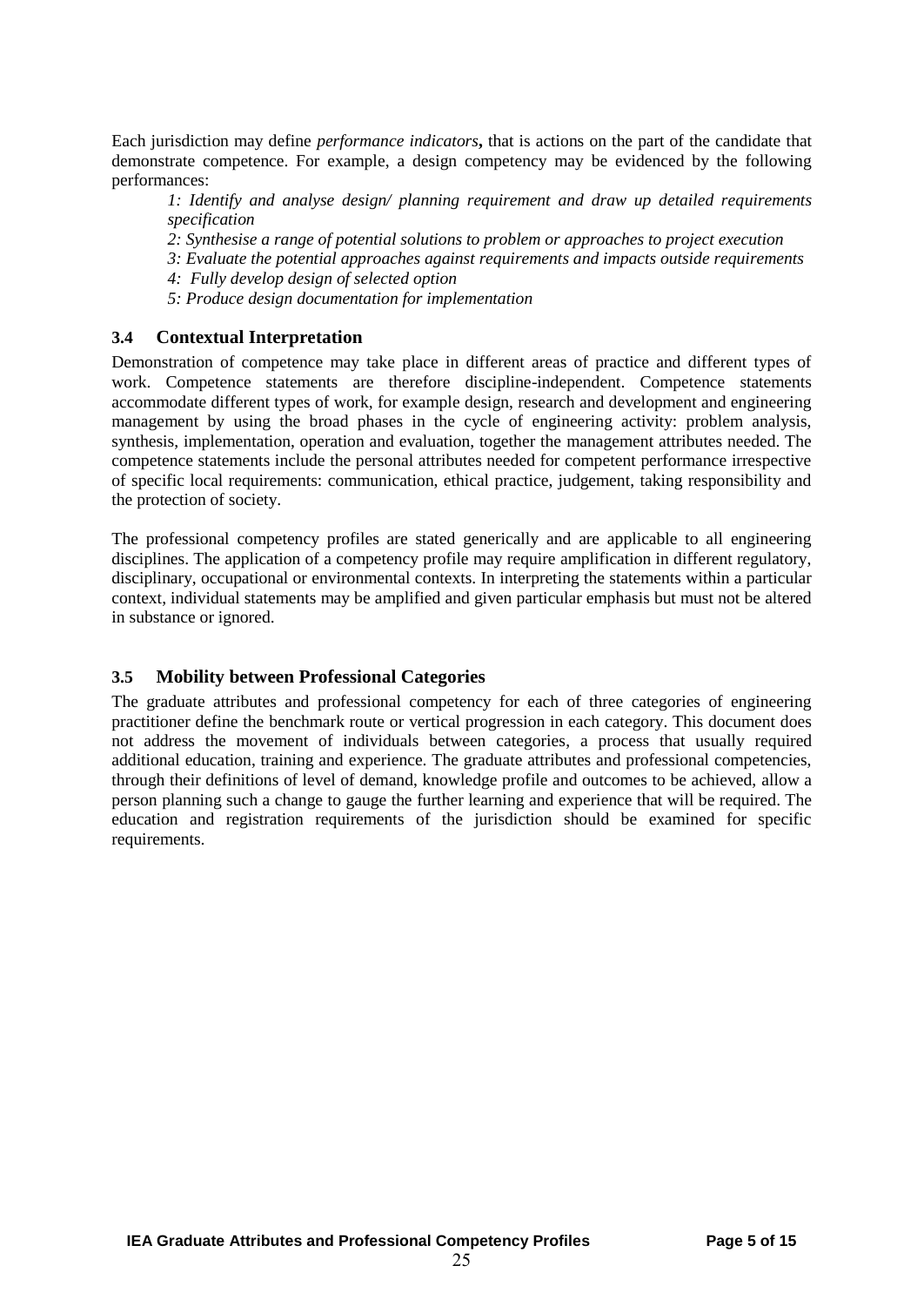Each jurisdiction may define *performance indicators***,** that is actions on the part of the candidate that demonstrate competence. For example, a design competency may be evidenced by the following performances:

*1: Identify and analyse design/ planning requirement and draw up detailed requirements specification*

*2: Synthesise a range of potential solutions to problem or approaches to project execution*

*3: Evaluate the potential approaches against requirements and impacts outside requirements*

*4: Fully develop design of selected option*

*5: Produce design documentation for implementation*

### 3.4 Contextual Interpretation

Demonstration of competence may take place in different areas of practice and different types of work. Competence statements are therefore discipline-independent. Competence statements accommodate different types of work, for example design, research and development and engineering management by using the broad phases in the cycle of engineering activity: problem analysis, synthesis, implementation, operation and evaluation, together the management attributes needed. The competence statements include the personal attributes needed for competent performance irrespective of specific local requirements: communication, ethical practice, judgement, taking responsibility and the protection of society.

The professional competency profiles are stated generically and are applicable to all engineering disciplines. The application of a competency profile may require amplification in different regulatory, disciplinary, occupational or environmental contexts. In interpreting the statements within a particular context, individual statements may be amplified and given particular emphasis but must not be altered in substance or ignored.

### 3.5 Mobility between Professional Categories

The graduate attributes and professional competency for each of three categories of engineering practitioner define the benchmark route or vertical progression in each category. This document does not address the movement of individuals between categories, a process that usually required additional education, training and experience. The graduate attributes and professional competencies, through their definitions of level of demand, knowledge profile and outcomes to be achieved, allow a person planning such a change to gauge the further learning and experience that will be required. The education and registration requirements of the jurisdiction should be examined for specific requirements.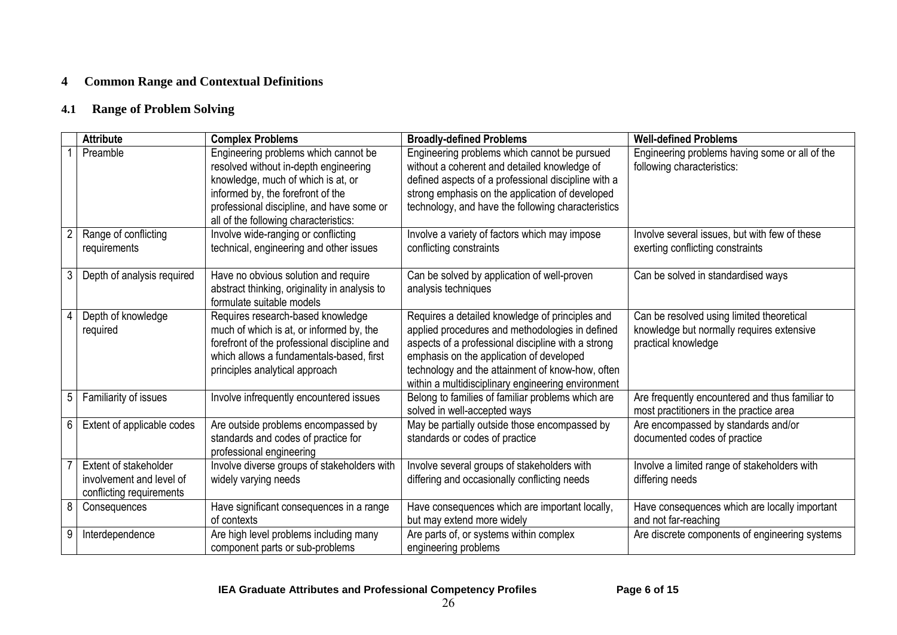## 4 Common Range and Contextual Definitions

### 4.1 Range of Problem Solving

| | Attribute | Complex Problems | Broadly-defined Problems | Well-defined Problems |
|---|---|---|---|---|
| 1 | Preamble | Engineering problems which cannot be resolved without in-depth engineering knowledge, much of which is at, or informed by, the forefront of the professional discipline, and have some or all of the following characteristics: | Engineering problems which cannot be pursued without a coherent and detailed knowledge of defined aspects of a professional discipline with a strong emphasis on the application of developed technology, and have the following characteristics | Engineering problems having some or all of the following characteristics: |
| 2 | Range of conflicting requirements | Involve wide-ranging or conflicting technical, engineering and other issues | Involve a variety of factors which may impose conflicting constraints | Involve several issues, but with few of these exerting conflicting constraints |
| 3 | Depth of analysis required | Have no obvious solution and require abstract thinking, originality in analysis to formulate suitable models | Can be solved by application of well-proven analysis techniques | Can be solved in standardised ways |
| 4 | Depth of knowledge required | Requires research-based knowledge much of which is at, or informed by, the forefront of the professional discipline and which allows a fundamentals-based, first principles analytical approach | Requires a detailed knowledge of principles and applied procedures and methodologies in defined aspects of a professional discipline with a strong emphasis on the application of developed technology and the attainment of know-how, often within a multidisciplinary engineering environment | Can be resolved using limited theoretical knowledge but normally requires extensive practical knowledge |
| 5 | Familiarity of issues | Involve infrequently encountered issues | Belong to families of familiar problems which are solved in well-accepted ways | Are frequently encountered and thus familiar to most practitioners in the practice area |
| 6 | Extent of applicable codes | Are outside problems encompassed by standards and codes of practice for professional engineering | May be partially outside those encompassed by standards or codes of practice | Are encompassed by standards and/or documented codes of practice |
| 7 | Extent of stakeholder involvement and level of conflicting requirements | Involve diverse groups of stakeholders with widely varying needs | Involve several groups of stakeholders with differing and occasionally conflicting needs | Involve a limited range of stakeholders with differing needs |
| 8 | Consequences | Have significant consequences in a range of contexts | Have consequences which are important locally, but may extend more widely | Have consequences which are locally important and not far-reaching |
| 9 | Interdependence | Are high level problems including many component parts or sub-problems | Are parts of, or systems within complex engineering problems | Are discrete components of engineering systems |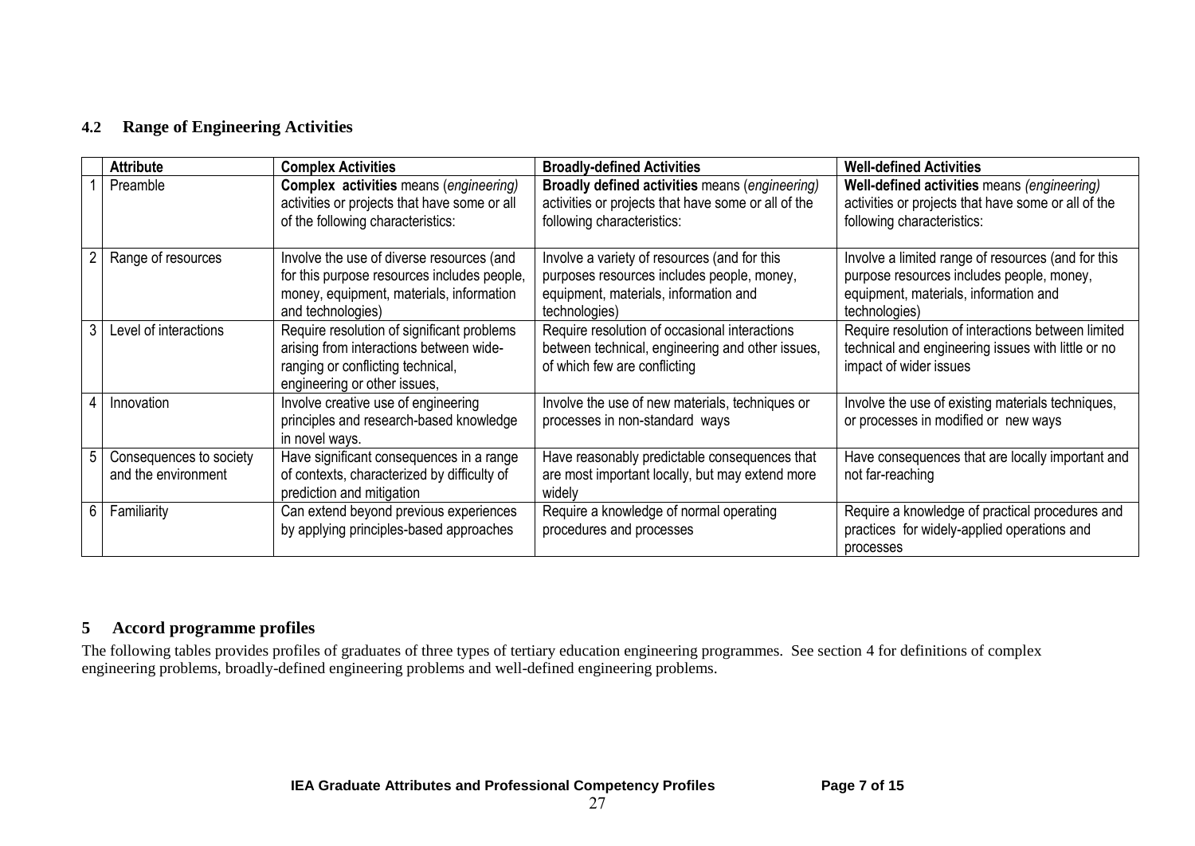### 4.2 Range of Engineering Activities

| | Attribute | Complex Activities | Broadly-defined Activities | Well-defined Activities |
|---|---|---|---|---|
| 1 | Preamble | **Complex activities** means (*engineering)* activities or projects that have some or all of the following characteristics: | **Broadly defined activities** means (*engineering)* activities or projects that have some or all of the following characteristics: | **Well-defined activities** means *(engineering)* activities or projects that have some or all of the following characteristics: |
| 2 | Range of resources | Involve the use of diverse resources (and for this purpose resources includes people, money, equipment, materials, information and technologies) | Involve a variety of resources (and for this purposes resources includes people, money, equipment, materials, information and technologies) | Involve a limited range of resources (and for this purpose resources includes people, money, equipment, materials, information and technologies) |
| 3 | Level of interactions | Require resolution of significant problems arising from interactions between wide-ranging or conflicting technical, engineering or other issues, | Require resolution of occasional interactions between technical, engineering and other issues, of which few are conflicting | Require resolution of interactions between limited technical and engineering issues with little or no impact of wider issues |
| 4 | Innovation | Involve creative use of engineering principles and research-based knowledge in novel ways. | Involve the use of new materials, techniques or processes in non-standard ways | Involve the use of existing materials techniques, or processes in modified or new ways |
| 5 | Consequences to society and the environment | Have significant consequences in a range of contexts, characterized by difficulty of prediction and mitigation | Have reasonably predictable consequences that are most important locally, but may extend more widely | Have consequences that are locally important and not far-reaching |
| 6 | Familiarity | Can extend beyond previous experiences by applying principles-based approaches | Require a knowledge of normal operating procedures and processes | Require a knowledge of practical procedures and practices for widely-applied operations and processes |

## 5 Accord programme profiles

The following tables provides profiles of graduates of three types of tertiary education engineering programmes. See section 4 for definitions of complex engineering problems, broadly-defined engineering problems and well-defined engineering problems.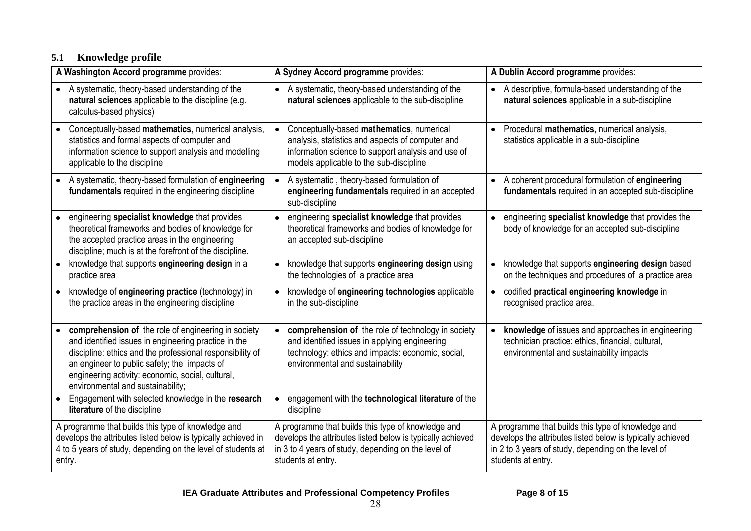### 5.1 Knowledge profile

| **A Washington Accord programme** provides: | **A Sydney Accord programme** provides: | **A Dublin Accord programme** provides: |
|---|---|---|
| • A systematic, theory-based understanding of the **natural sciences** applicable to the discipline (e.g. calculus-based physics) | • A systematic, theory-based understanding of the **natural sciences** applicable to the sub-discipline | • A descriptive, formula-based understanding of the **natural sciences** applicable in a sub-discipline |
| • Conceptually-based **mathematics**, numerical analysis, statistics and formal aspects of computer and information science to support analysis and modelling applicable to the discipline | • Conceptually-based **mathematics**, numerical analysis, statistics and aspects of computer and information science to support analysis and use of models applicable to the sub-discipline | • Procedural **mathematics**, numerical analysis, statistics applicable in a sub-discipline |
| • A systematic, theory-based formulation of **engineering fundamentals** required in the engineering discipline | • A systematic , theory-based formulation of **engineering fundamentals** required in an accepted sub-discipline | • A coherent procedural formulation of **engineering fundamentals** required in an accepted sub-discipline |
| • engineering **specialist knowledge** that provides theoretical frameworks and bodies of knowledge for the accepted practice areas in the engineering discipline; much is at the forefront of the discipline. | • engineering **specialist knowledge** that provides theoretical frameworks and bodies of knowledge for an accepted sub-discipline | • engineering **specialist knowledge** that provides the body of knowledge for an accepted sub-discipline |
| • knowledge that supports **engineering design** in a practice area | • knowledge that supports **engineering design** using the technologies of a practice area | • knowledge that supports **engineering design** based on the techniques and procedures of a practice area |
| • knowledge of **engineering practice** (technology) in the practice areas in the engineering discipline | • knowledge of **engineering technologies** applicable in the sub-discipline | • codified **practical engineering knowledge** in recognised practice area. |
| • **comprehension of** the role of engineering in society and identified issues in engineering practice in the discipline: ethics and the professional responsibility of an engineer to public safety; the impacts of engineering activity: economic, social, cultural, environmental and sustainability; | • **comprehension of** the role of technology in society and identified issues in applying engineering technology: ethics and impacts: economic, social, environmental and sustainability | • **knowledge** of issues and approaches in engineering technician practice: ethics, financial, cultural, environmental and sustainability impacts |
| • Engagement with selected knowledge in the **research literature** of the discipline | • engagement with the **technological literature** of the discipline | |
| A programme that builds this type of knowledge and develops the attributes listed below is typically achieved in 4 to 5 years of study, depending on the level of students at entry. | A programme that builds this type of knowledge and develops the attributes listed below is typically achieved in 3 to 4 years of study, depending on the level of students at entry. | A programme that builds this type of knowledge and develops the attributes listed below is typically achieved in 2 to 3 years of study, depending on the level of students at entry. |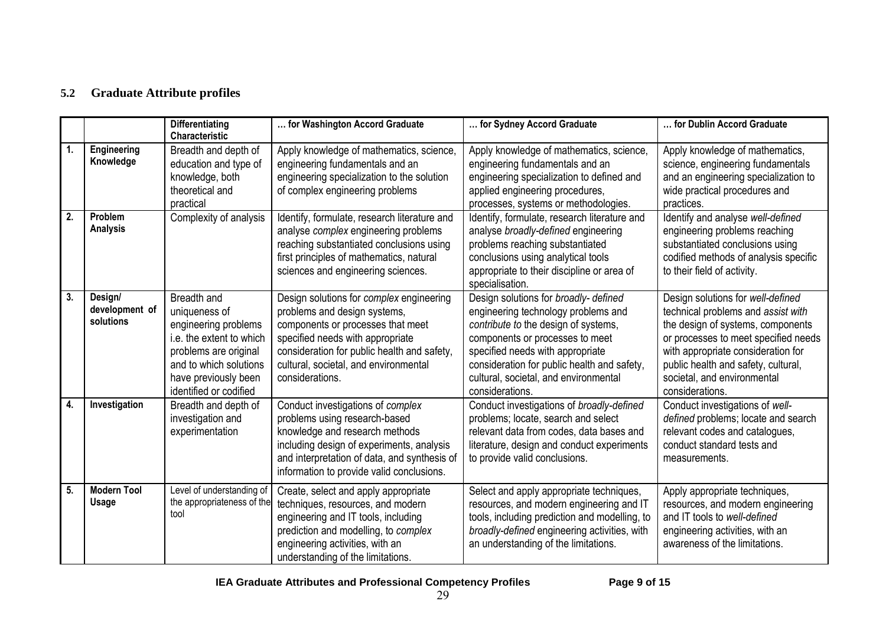### 5.2 Graduate Attribute profiles

| | | Differentiating Characteristic | … for Washington Accord Graduate | … for Sydney Accord Graduate | … for Dublin Accord Graduate |
|---|---|---|---|---|---|
| 1. | **Engineering Knowledge** | Breadth and depth of education and type of knowledge, both theoretical and practical | Apply knowledge of mathematics, science, engineering fundamentals and an engineering specialization to the solution of complex engineering problems | Apply knowledge of mathematics, science, engineering fundamentals and an engineering specialization to defined and applied engineering procedures, processes, systems or methodologies. | Apply knowledge of mathematics, science, engineering fundamentals and an engineering specialization to wide practical procedures and practices. |
| 2. | **Problem Analysis** | Complexity of analysis | Identify, formulate, research literature and analyse *complex* engineering problems reaching substantiated conclusions using first principles of mathematics, natural sciences and engineering sciences. | Identify, formulate, research literature and analyse *broadly-defined* engineering problems reaching substantiated conclusions using analytical tools appropriate to their discipline or area of specialisation. | Identify and analyse *well-defined* engineering problems reaching substantiated conclusions using codified methods of analysis specific to their field of activity. |
| 3. | **Design/ development of solutions** | Breadth and uniqueness of engineering problems i.e. the extent to which problems are original and to which solutions have previously been identified or codified | Design solutions for *complex* engineering problems and design systems, components or processes that meet specified needs with appropriate consideration for public health and safety, cultural, societal, and environmental considerations. | Design solutions for *broadly- defined* engineering technology problems and *contribute to* the design of systems, components or processes to meet specified needs with appropriate consideration for public health and safety, cultural, societal, and environmental considerations. | Design solutions for *well-defined* technical problems and *assist with* the design of systems, components or processes to meet specified needs with appropriate consideration for public health and safety, cultural, societal, and environmental considerations. |
| 4. | **Investigation** | Breadth and depth of investigation and experimentation | Conduct investigations of *complex* problems using research-based knowledge and research methods including design of experiments, analysis and interpretation of data, and synthesis of information to provide valid conclusions. | Conduct investigations of *broadly-defined* problems; locate, search and select relevant data from codes, data bases and literature, design and conduct experiments to provide valid conclusions. | Conduct investigations of *well-defined* problems; locate and search relevant codes and catalogues, conduct standard tests and measurements. |
| 5. | **Modern Tool Usage** | Level of understanding of the appropriateness of the tool | Create, select and apply appropriate techniques, resources, and modern engineering and IT tools, including prediction and modelling, to *complex* engineering activities, with an understanding of the limitations. | Select and apply appropriate techniques, resources, and modern engineering and IT tools, including prediction and modelling, to *broadly-defined* engineering activities, with an understanding of the limitations. | Apply appropriate techniques, resources, and modern engineering and IT tools to *well-defined* engineering activities, with an awareness of the limitations. |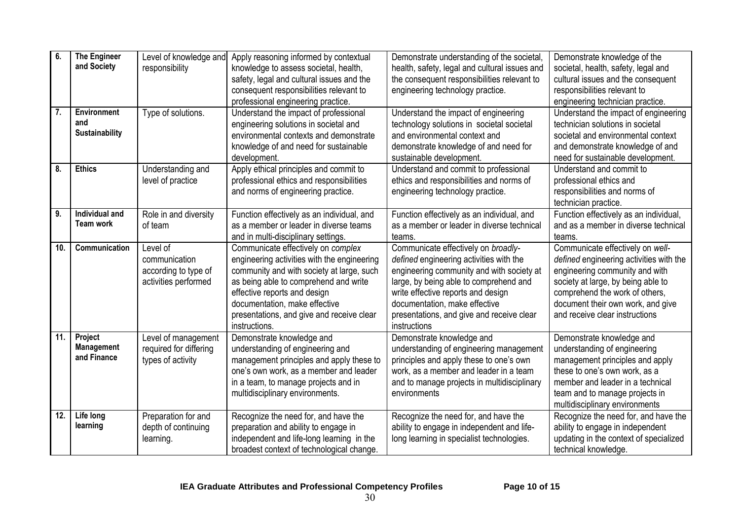| 6. | **The Engineer and Society** | Level of knowledge and responsibility | Apply reasoning informed by contextual knowledge to assess societal, health, safety, legal and cultural issues and the consequent responsibilities relevant to professional engineering practice. | Demonstrate understanding of the societal, health, safety, legal and cultural issues and the consequent responsibilities relevant to engineering technology practice. | Demonstrate knowledge of the societal, health, safety, legal and cultural issues and the consequent responsibilities relevant to engineering technician practice. |
|---|---|---|---|---|---|
| 7. | **Environment and Sustainability** | Type of solutions. | Understand the impact of professional engineering solutions in societal and environmental contexts and demonstrate knowledge of and need for sustainable development. | Understand the impact of engineering technology solutions in societal societal and environmental context and demonstrate knowledge of and need for sustainable development. | Understand the impact of engineering technician solutions in societal societal and environmental context and demonstrate knowledge of and need for sustainable development. |
| 8. | **Ethics** | Understanding and level of practice | Apply ethical principles and commit to professional ethics and responsibilities and norms of engineering practice. | Understand and commit to professional ethics and responsibilities and norms of engineering technology practice. | Understand and commit to professional ethics and responsibilities and norms of technician practice. |
| 9. | **Individual and Team work** | Role in and diversity of team | Function effectively as an individual, and as a member or leader in diverse teams and in multi-disciplinary settings. | Function effectively as an individual, and as a member or leader in diverse technical teams. | Function effectively as an individual, and as a member in diverse technical teams. |
| 10. | **Communication** | Level of communication according to type of activities performed | Communicate effectively on *complex* engineering activities with the engineering community and with society at large, such as being able to comprehend and write effective reports and design documentation, make effective presentations, and give and receive clear instructions. | Communicate effectively on *broadly-defined* engineering activities with the engineering community and with society at large, by being able to comprehend and write effective reports and design documentation, make effective presentations, and give and receive clear instructions | Communicate effectively on *well-defined* engineering activities with the engineering community and with society at large, by being able to comprehend the work of others, document their own work, and give and receive clear instructions |
| 11. | **Project Management and Finance** | Level of management required for differing types of activity | Demonstrate knowledge and understanding of engineering and management principles and apply these to one's own work, as a member and leader in a team, to manage projects and in multidisciplinary environments. | Demonstrate knowledge and understanding of engineering management principles and apply these to one's own work, as a member and leader in a team and to manage projects in multidisciplinary environments | Demonstrate knowledge and understanding of engineering management principles and apply these to one's own work, as a member and leader in a technical team and to manage projects in multidisciplinary environments |
| 12. | **Life long learning** | Preparation for and depth of continuing learning. | Recognize the need for, and have the preparation and ability to engage in independent and life-long learning in the broadest context of technological change. | Recognize the need for, and have the ability to engage in independent and life-long learning in specialist technologies. | Recognize the need for, and have the ability to engage in independent updating in the context of specialized technical knowledge. |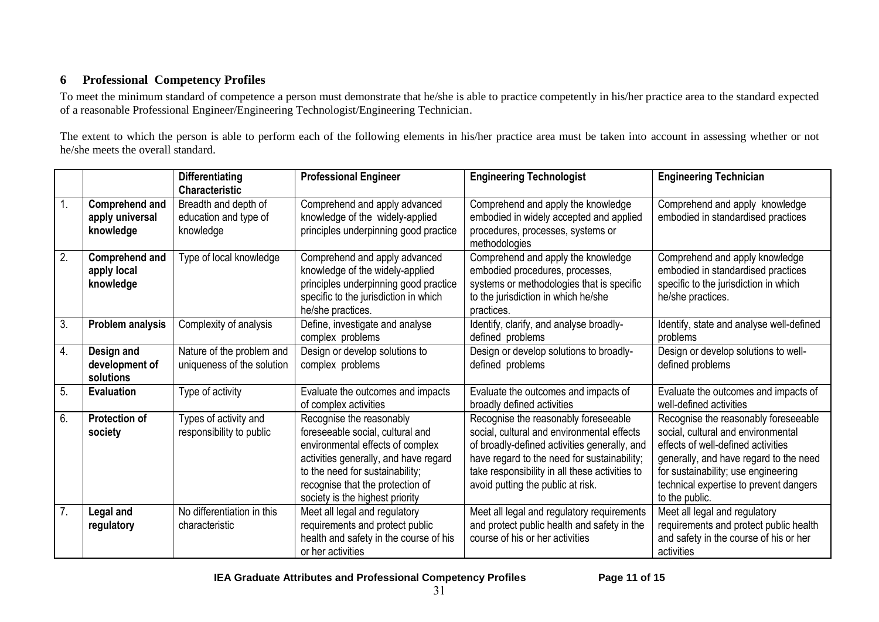## 6 Professional Competency Profiles

To meet the minimum standard of competence a person must demonstrate that he/she is able to practice competently in his/her practice area to the standard expected of a reasonable Professional Engineer/Engineering Technologist/Engineering Technician.

The extent to which the person is able to perform each of the following elements in his/her practice area must be taken into account in assessing whether or not he/she meets the overall standard.

| | | Differentiating Characteristic | Professional Engineer | Engineering Technologist | Engineering Technician |
|---|---|---|---|---|---|
| 1. | **Comprehend and apply universal knowledge** | Breadth and depth of education and type of knowledge | Comprehend and apply advanced knowledge of the widely-applied principles underpinning good practice | Comprehend and apply the knowledge embodied in widely accepted and applied procedures, processes, systems or methodologies | Comprehend and apply knowledge embodied in standardised practices |
| 2. | **Comprehend and apply local knowledge** | Type of local knowledge | Comprehend and apply advanced knowledge of the widely-applied principles underpinning good practice specific to the jurisdiction in which he/she practices. | Comprehend and apply the knowledge embodied procedures, processes, systems or methodologies that is specific to the jurisdiction in which he/she practices. | Comprehend and apply knowledge embodied in standardised practices specific to the jurisdiction in which he/she practices. |
| 3. | **Problem analysis** | Complexity of analysis | Define, investigate and analyse complex problems | Identify, clarify, and analyse broadly-defined problems | Identify, state and analyse well-defined problems |
| 4. | **Design and development of solutions** | Nature of the problem and uniqueness of the solution | Design or develop solutions to complex problems | Design or develop solutions to broadly-defined problems | Design or develop solutions to well-defined problems |
| 5. | **Evaluation** | Type of activity | Evaluate the outcomes and impacts of complex activities | Evaluate the outcomes and impacts of broadly defined activities | Evaluate the outcomes and impacts of well-defined activities |
| 6. | **Protection of society** | Types of activity and responsibility to public | Recognise the reasonably foreseeable social, cultural and environmental effects of complex activities generally, and have regard to the need for sustainability; recognise that the protection of society is the highest priority | Recognise the reasonably foreseeable social, cultural and environmental effects of broadly-defined activities generally, and have regard to the need for sustainability; take responsibility in all these activities to avoid putting the public at risk. | Recognise the reasonably foreseeable social, cultural and environmental effects of well-defined activities generally, and have regard to the need for sustainability; use engineering technical expertise to prevent dangers to the public. |
| 7. | **Legal and regulatory** | No differentiation in this characteristic | Meet all legal and regulatory requirements and protect public health and safety in the course of his or her activities | Meet all legal and regulatory requirements and protect public health and safety in the course of his or her activities | Meet all legal and regulatory requirements and protect public health and safety in the course of his or her activities |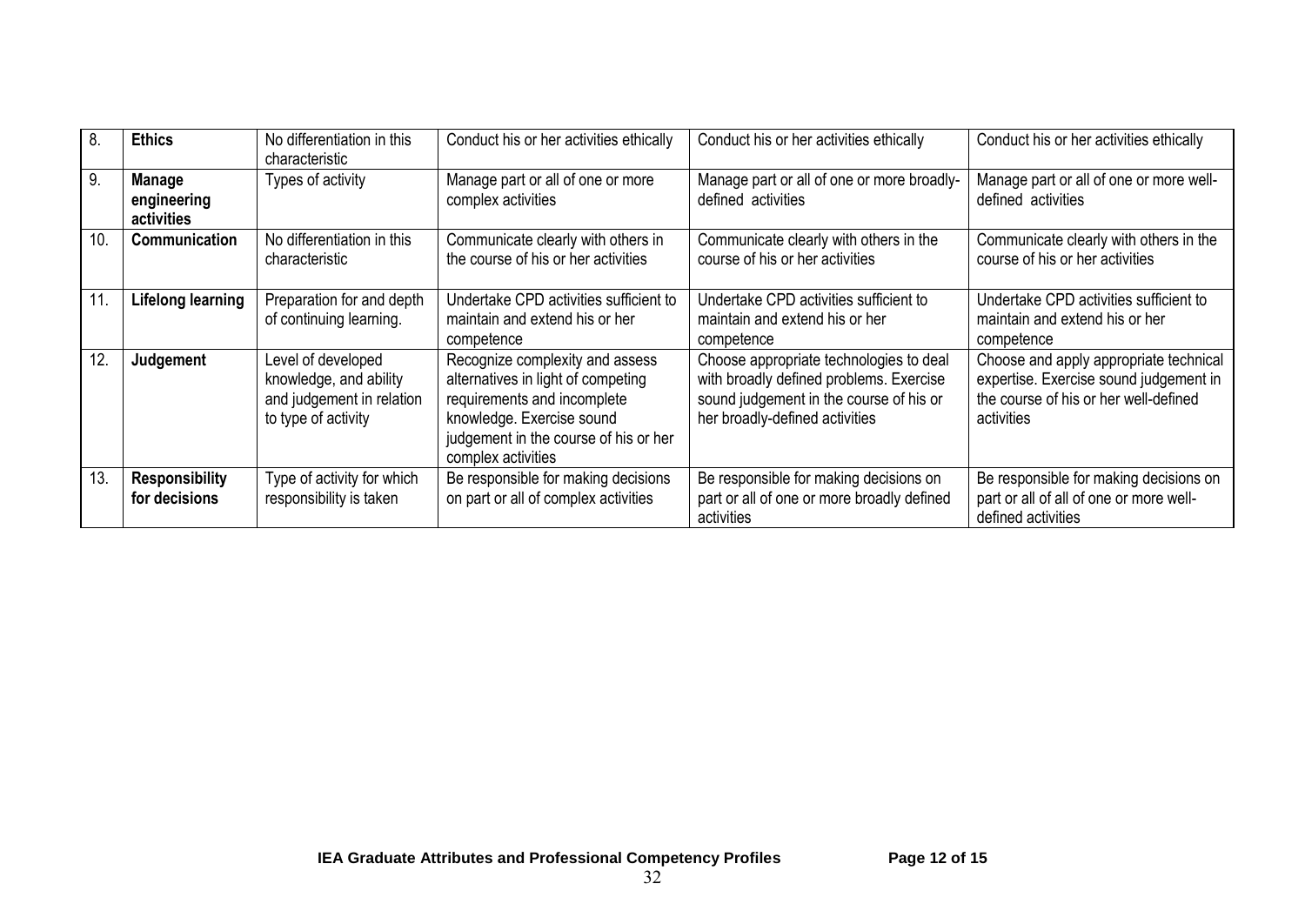| 8. | **Ethics** | No differentiation in this characteristic | Conduct his or her activities ethically | Conduct his or her activities ethically | Conduct his or her activities ethically |
|---|---|---|---|---|---|
| 9. | **Manage engineering activities** | Types of activity | Manage part or all of one or more complex activities | Manage part or all of one or more broadly-defined activities | Manage part or all of one or more well-defined activities |
| 10. | **Communication** | No differentiation in this characteristic | Communicate clearly with others in the course of his or her activities | Communicate clearly with others in the course of his or her activities | Communicate clearly with others in the course of his or her activities |
| 11. | **Lifelong learning** | Preparation for and depth of continuing learning. | Undertake CPD activities sufficient to maintain and extend his or her competence | Undertake CPD activities sufficient to maintain and extend his or her competence | Undertake CPD activities sufficient to maintain and extend his or her competence |
| 12. | **Judgement** | Level of developed knowledge, and ability and judgement in relation to type of activity | Recognize complexity and assess alternatives in light of competing requirements and incomplete knowledge. Exercise sound judgement in the course of his or her complex activities | Choose appropriate technologies to deal with broadly defined problems. Exercise sound judgement in the course of his or her broadly-defined activities | Choose and apply appropriate technical expertise. Exercise sound judgement in the course of his or her well-defined activities |
| 13. | **Responsibility for decisions** | Type of activity for which responsibility is taken | Be responsible for making decisions on part or all of complex activities | Be responsible for making decisions on part or all of one or more broadly defined activities | Be responsible for making decisions on part or all of all of one or more well-defined activities |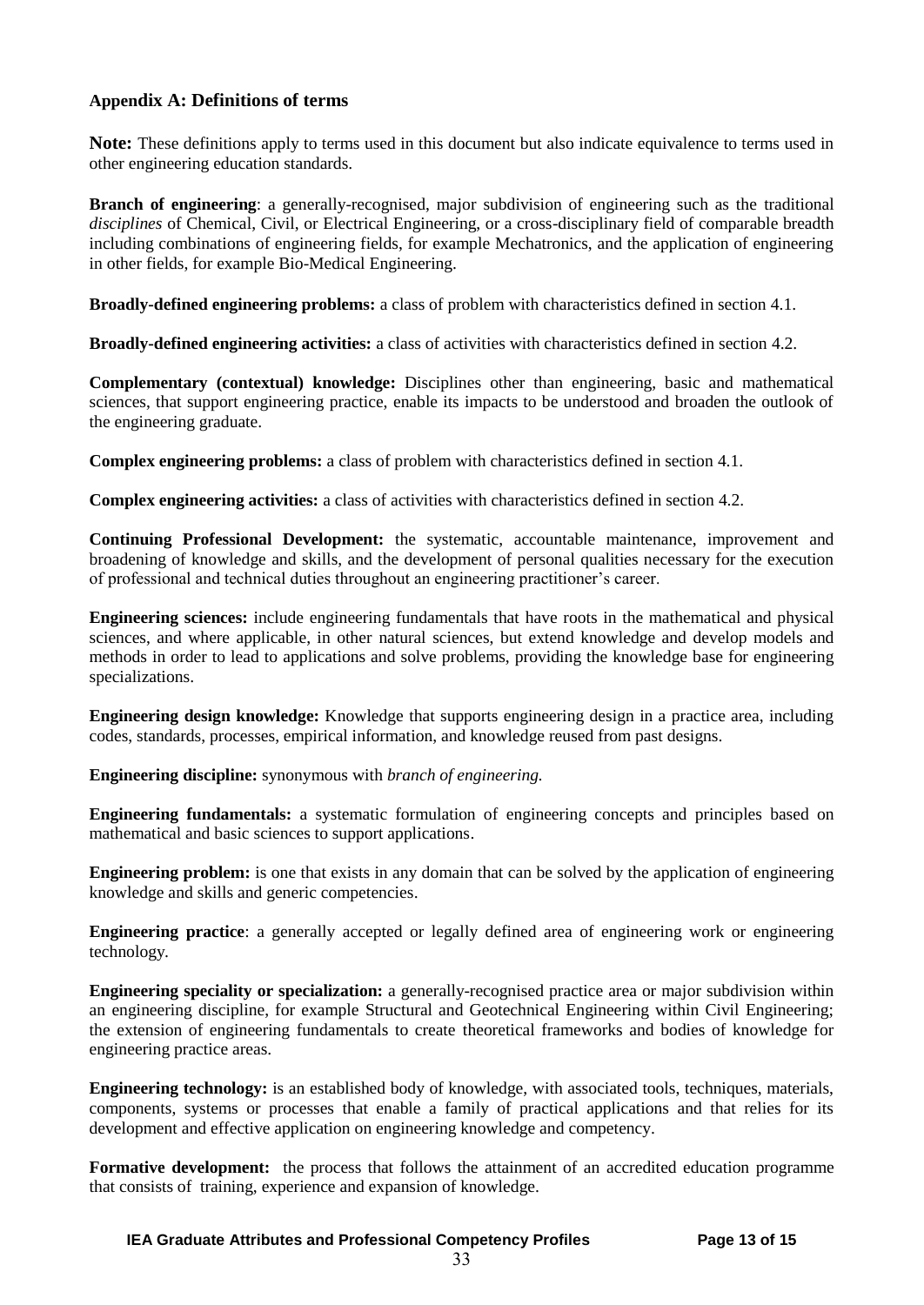### Appendix A: Definitions of terms

**Note:** These definitions apply to terms used in this document but also indicate equivalence to terms used in other engineering education standards.

**Branch of engineering**: a generally-recognised, major subdivision of engineering such as the traditional *disciplines* of Chemical, Civil, or Electrical Engineering, or a cross-disciplinary field of comparable breadth including combinations of engineering fields, for example Mechatronics, and the application of engineering in other fields, for example Bio-Medical Engineering.

**Broadly-defined engineering problems:** a class of problem with characteristics defined in section 4.1.

**Broadly-defined engineering activities:** a class of activities with characteristics defined in section 4.2.

**Complementary (contextual) knowledge:** Disciplines other than engineering, basic and mathematical sciences, that support engineering practice, enable its impacts to be understood and broaden the outlook of the engineering graduate.

**Complex engineering problems:** a class of problem with characteristics defined in section 4.1.

**Complex engineering activities:** a class of activities with characteristics defined in section 4.2.

**Continuing Professional Development:** the systematic, accountable maintenance, improvement and broadening of knowledge and skills, and the development of personal qualities necessary for the execution of professional and technical duties throughout an engineering practitioner's career.

**Engineering sciences:** include engineering fundamentals that have roots in the mathematical and physical sciences, and where applicable, in other natural sciences, but extend knowledge and develop models and methods in order to lead to applications and solve problems, providing the knowledge base for engineering specializations.

**Engineering design knowledge:** Knowledge that supports engineering design in a practice area, including codes, standards, processes, empirical information, and knowledge reused from past designs.

**Engineering discipline:** synonymous with *branch of engineering.*

**Engineering fundamentals:** a systematic formulation of engineering concepts and principles based on mathematical and basic sciences to support applications.

**Engineering problem:** is one that exists in any domain that can be solved by the application of engineering knowledge and skills and generic competencies.

**Engineering practice**: a generally accepted or legally defined area of engineering work or engineering technology.

**Engineering speciality or specialization:** a generally-recognised practice area or major subdivision within an engineering discipline, for example Structural and Geotechnical Engineering within Civil Engineering; the extension of engineering fundamentals to create theoretical frameworks and bodies of knowledge for engineering practice areas.

**Engineering technology:** is an established body of knowledge, with associated tools, techniques, materials, components, systems or processes that enable a family of practical applications and that relies for its development and effective application on engineering knowledge and competency.

**Formative development:** the process that follows the attainment of an accredited education programme that consists of training, experience and expansion of knowledge.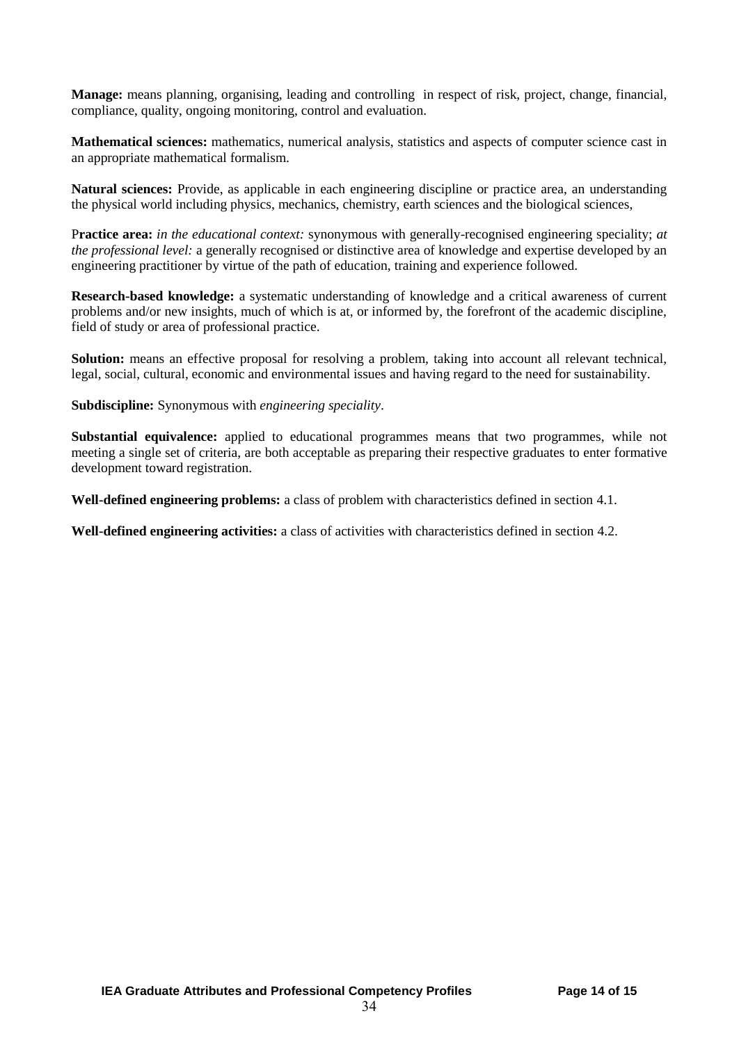**Manage:** means planning, organising, leading and controlling in respect of risk, project, change, financial, compliance, quality, ongoing monitoring, control and evaluation.

**Mathematical sciences:** mathematics, numerical analysis, statistics and aspects of computer science cast in an appropriate mathematical formalism.

**Natural sciences:** Provide, as applicable in each engineering discipline or practice area, an understanding the physical world including physics, mechanics, chemistry, earth sciences and the biological sciences,

P**ractice area:** *in the educational context:* synonymous with generally-recognised engineering speciality; *at the professional level:* a generally recognised or distinctive area of knowledge and expertise developed by an engineering practitioner by virtue of the path of education, training and experience followed.

**Research-based knowledge:** a systematic understanding of knowledge and a critical awareness of current problems and/or new insights, much of which is at, or informed by, the forefront of the academic discipline, field of study or area of professional practice.

**Solution:** means an effective proposal for resolving a problem, taking into account all relevant technical, legal, social, cultural, economic and environmental issues and having regard to the need for sustainability.

**Subdiscipline:** Synonymous with *engineering speciality*.

**Substantial equivalence:** applied to educational programmes means that two programmes, while not meeting a single set of criteria, are both acceptable as preparing their respective graduates to enter formative development toward registration.

**Well-defined engineering problems:** a class of problem with characteristics defined in section 4.1.

**Well-defined engineering activities:** a class of activities with characteristics defined in section 4.2.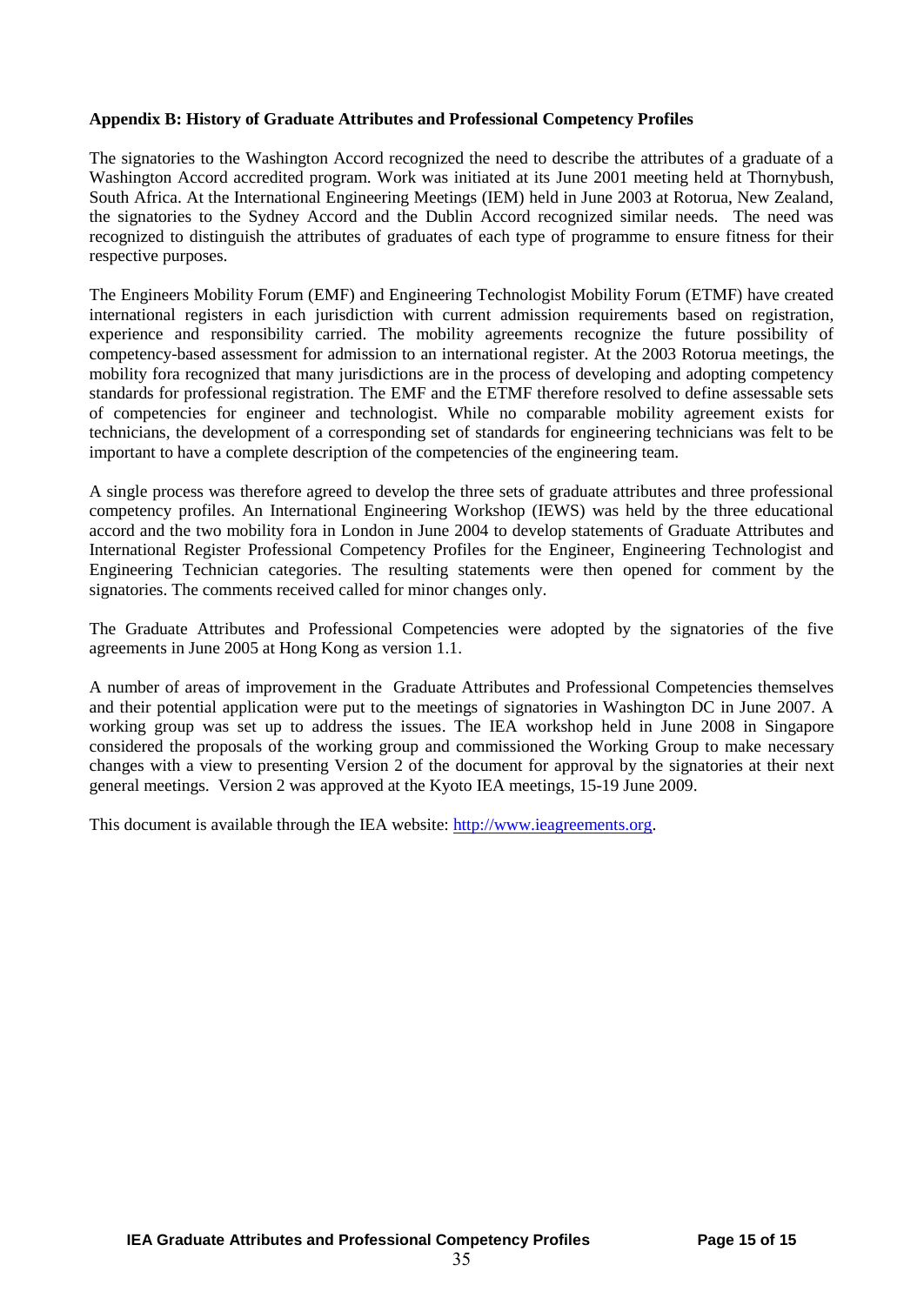**Appendix B: History of Graduate Attributes and Professional Competency Profiles**

The signatories to the Washington Accord recognized the need to describe the attributes of a graduate of a Washington Accord accredited program. Work was initiated at its June 2001 meeting held at Thornybush, South Africa. At the International Engineering Meetings (IEM) held in June 2003 at Rotorua, New Zealand, the signatories to the Sydney Accord and the Dublin Accord recognized similar needs. The need was recognized to distinguish the attributes of graduates of each type of programme to ensure fitness for their respective purposes.

The Engineers Mobility Forum (EMF) and Engineering Technologist Mobility Forum (ETMF) have created international registers in each jurisdiction with current admission requirements based on registration, experience and responsibility carried. The mobility agreements recognize the future possibility of competency-based assessment for admission to an international register. At the 2003 Rotorua meetings, the mobility fora recognized that many jurisdictions are in the process of developing and adopting competency standards for professional registration. The EMF and the ETMF therefore resolved to define assessable sets of competencies for engineer and technologist. While no comparable mobility agreement exists for technicians, the development of a corresponding set of standards for engineering technicians was felt to be important to have a complete description of the competencies of the engineering team.

A single process was therefore agreed to develop the three sets of graduate attributes and three professional competency profiles. An International Engineering Workshop (IEWS) was held by the three educational accord and the two mobility fora in London in June 2004 to develop statements of Graduate Attributes and International Register Professional Competency Profiles for the Engineer, Engineering Technologist and Engineering Technician categories. The resulting statements were then opened for comment by the signatories. The comments received called for minor changes only.

The Graduate Attributes and Professional Competencies were adopted by the signatories of the five agreements in June 2005 at Hong Kong as version 1.1.

A number of areas of improvement in the Graduate Attributes and Professional Competencies themselves and their potential application were put to the meetings of signatories in Washington DC in June 2007. A working group was set up to address the issues. The IEA workshop held in June 2008 in Singapore considered the proposals of the working group and commissioned the Working Group to make necessary changes with a view to presenting Version 2 of the document for approval by the signatories at their next general meetings. Version 2 was approved at the Kyoto IEA meetings, 15-19 June 2009.

This document is available through the IEA website: http://www.ieagreements.org.